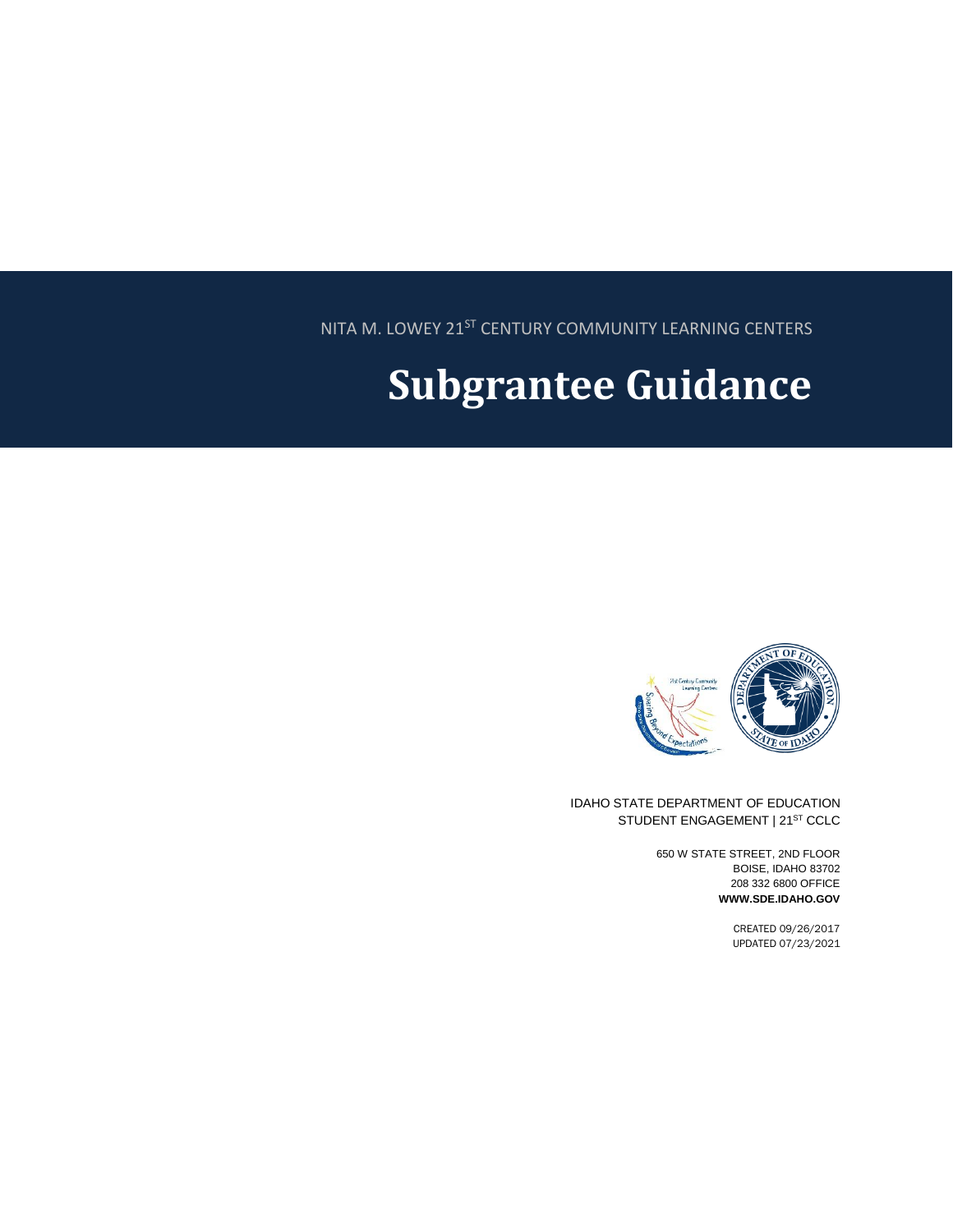NITA M. LOWEY 21ST CENTURY COMMUNITY LEARNING CENTERS

# Subgrantee Guidance

IDAHO STATE DEPARTMENT OF EDUCATION
STUDENT ENGAGEMENT | 21ST CCLC

650 W STATE STREET, 2ND FLOOR
BOISE, IDAHO 83702
208 332 6800 OFFICE
**WWW.SDE.IDAHO.GOV**

CREATED 09/26/2017
UPDATED 07/23/2021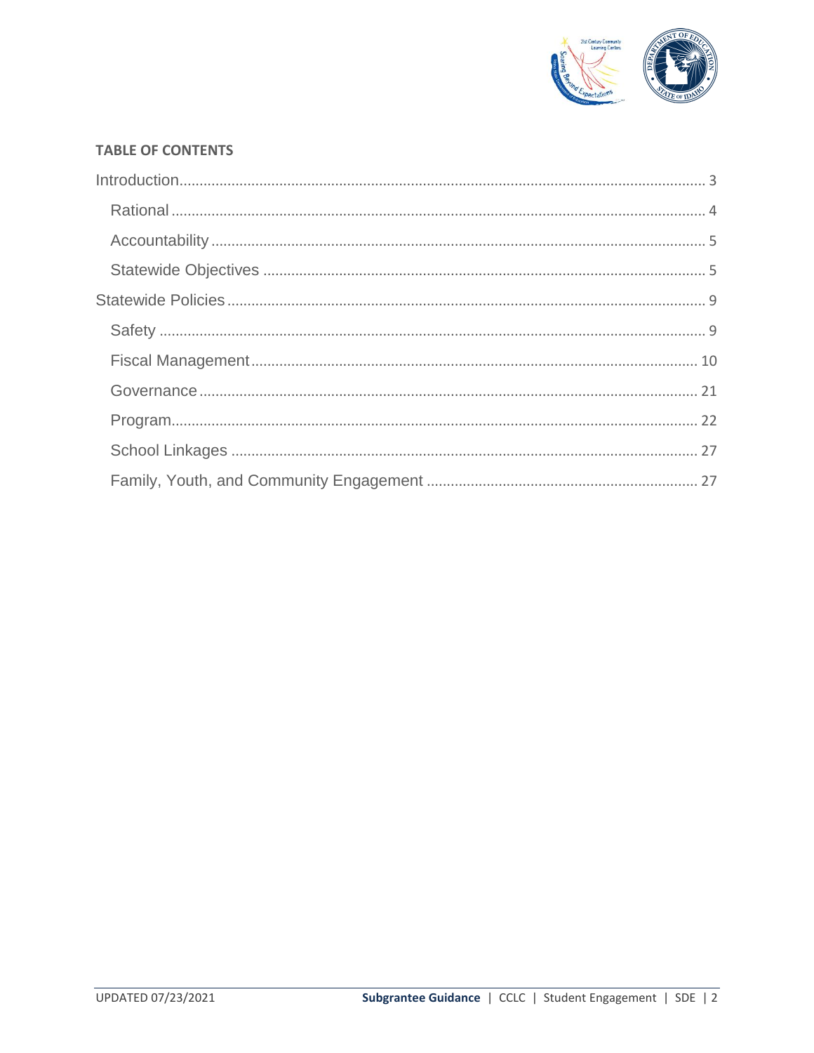## TABLE OF CONTENTS

Introduction .................................................................................................................. 3

- Rational .................................................................................................................. 4
- Accountability ......................................................................................................... 5
- Statewide Objectives .............................................................................................. 5

Statewide Policies ........................................................................................................ 9

- Safety ..................................................................................................................... 9
- Fiscal Management ................................................................................................ 10
- Governance ........................................................................................................... 21
- Program ................................................................................................................. 22
- School Linkages ..................................................................................................... 27
- Family, Youth, and Community Engagement .......................................................... 27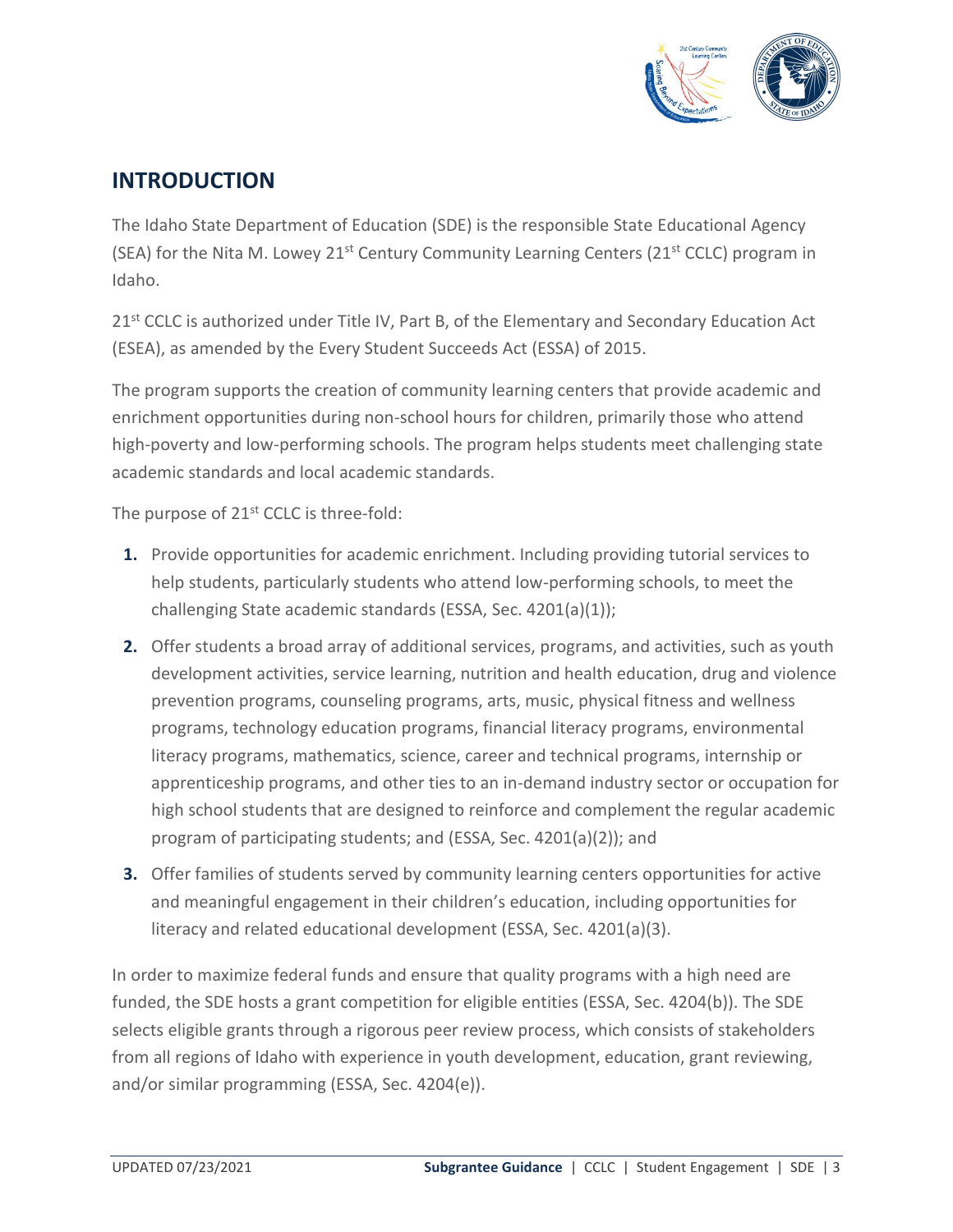## INTRODUCTION

The Idaho State Department of Education (SDE) is the responsible State Educational Agency (SEA) for the Nita M. Lowey 21st Century Community Learning Centers (21st CCLC) program in Idaho.

21st CCLC is authorized under Title IV, Part B, of the Elementary and Secondary Education Act (ESEA), as amended by the Every Student Succeeds Act (ESSA) of 2015.

The program supports the creation of community learning centers that provide academic and enrichment opportunities during non-school hours for children, primarily those who attend high-poverty and low-performing schools. The program helps students meet challenging state academic standards and local academic standards.

The purpose of 21st CCLC is three-fold:

1. Provide opportunities for academic enrichment. Including providing tutorial services to help students, particularly students who attend low-performing schools, to meet the challenging State academic standards (ESSA, Sec. 4201(a)(1));
2. Offer students a broad array of additional services, programs, and activities, such as youth development activities, service learning, nutrition and health education, drug and violence prevention programs, counseling programs, arts, music, physical fitness and wellness programs, technology education programs, financial literacy programs, environmental literacy programs, mathematics, science, career and technical programs, internship or apprenticeship programs, and other ties to an in-demand industry sector or occupation for high school students that are designed to reinforce and complement the regular academic program of participating students; and (ESSA, Sec. 4201(a)(2)); and
3. Offer families of students served by community learning centers opportunities for active and meaningful engagement in their children's education, including opportunities for literacy and related educational development (ESSA, Sec. 4201(a)(3).

In order to maximize federal funds and ensure that quality programs with a high need are funded, the SDE hosts a grant competition for eligible entities (ESSA, Sec. 4204(b)). The SDE selects eligible grants through a rigorous peer review process, which consists of stakeholders from all regions of Idaho with experience in youth development, education, grant reviewing, and/or similar programming (ESSA, Sec. 4204(e)).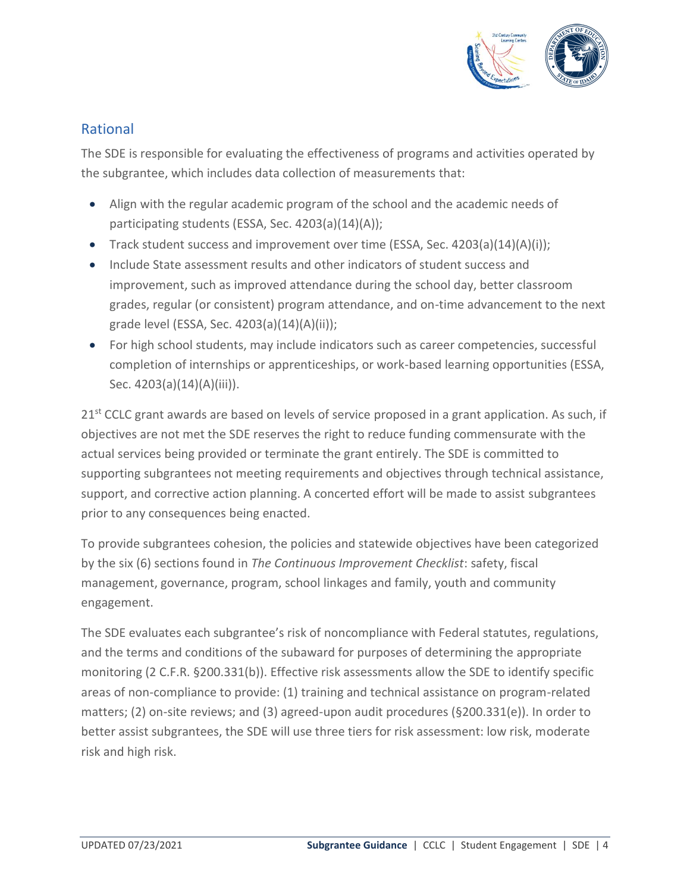## Rational

The SDE is responsible for evaluating the effectiveness of programs and activities operated by the subgrantee, which includes data collection of measurements that:

- Align with the regular academic program of the school and the academic needs of participating students (ESSA, Sec. 4203(a)(14)(A));
- Track student success and improvement over time (ESSA, Sec. 4203(a)(14)(A)(i));
- Include State assessment results and other indicators of student success and improvement, such as improved attendance during the school day, better classroom grades, regular (or consistent) program attendance, and on-time advancement to the next grade level (ESSA, Sec. 4203(a)(14)(A)(ii));
- For high school students, may include indicators such as career competencies, successful completion of internships or apprenticeships, or work-based learning opportunities (ESSA, Sec. 4203(a)(14)(A)(iii)).

21st CCLC grant awards are based on levels of service proposed in a grant application. As such, if objectives are not met the SDE reserves the right to reduce funding commensurate with the actual services being provided or terminate the grant entirely. The SDE is committed to supporting subgrantees not meeting requirements and objectives through technical assistance, support, and corrective action planning. A concerted effort will be made to assist subgrantees prior to any consequences being enacted.

To provide subgrantees cohesion, the policies and statewide objectives have been categorized by the six (6) sections found in *The Continuous Improvement Checklist*: safety, fiscal management, governance, program, school linkages and family, youth and community engagement.

The SDE evaluates each subgrantee's risk of noncompliance with Federal statutes, regulations, and the terms and conditions of the subaward for purposes of determining the appropriate monitoring (2 C.F.R. §200.331(b)). Effective risk assessments allow the SDE to identify specific areas of non-compliance to provide: (1) training and technical assistance on program-related matters; (2) on-site reviews; and (3) agreed-upon audit procedures (§200.331(e)). In order to better assist subgrantees, the SDE will use three tiers for risk assessment: low risk, moderate risk and high risk.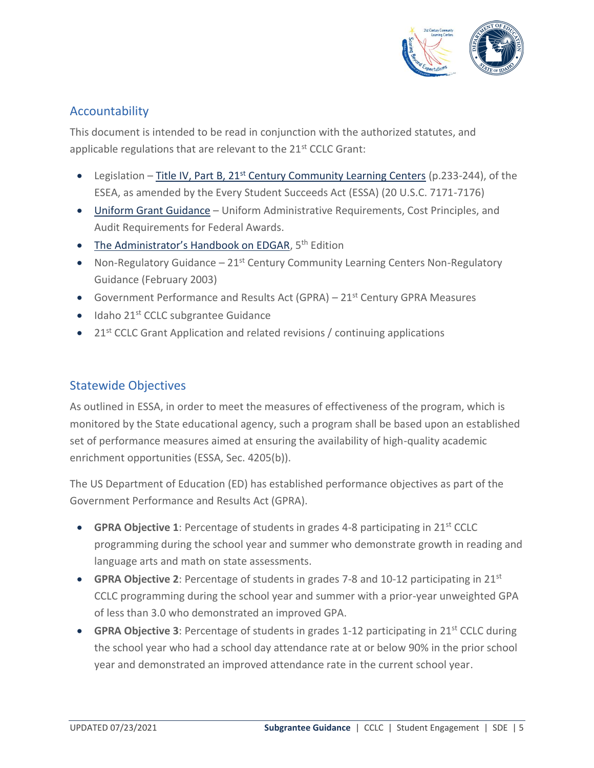## Accountability

This document is intended to be read in conjunction with the authorized statutes, and applicable regulations that are relevant to the 21st CCLC Grant:

- Legislation – Title IV, Part B, 21st Century Community Learning Centers (p.233-244), of the ESEA, as amended by the Every Student Succeeds Act (ESSA) (20 U.S.C. 7171-7176)
- Uniform Grant Guidance – Uniform Administrative Requirements, Cost Principles, and Audit Requirements for Federal Awards.
- The Administrator's Handbook on EDGAR, 5th Edition
- Non-Regulatory Guidance – 21st Century Community Learning Centers Non-Regulatory Guidance (February 2003)
- Government Performance and Results Act (GPRA) – 21st Century GPRA Measures
- Idaho 21st CCLC subgrantee Guidance
- 21st CCLC Grant Application and related revisions / continuing applications

## Statewide Objectives

As outlined in ESSA, in order to meet the measures of effectiveness of the program, which is monitored by the State educational agency, such a program shall be based upon an established set of performance measures aimed at ensuring the availability of high-quality academic enrichment opportunities (ESSA, Sec. 4205(b)).

The US Department of Education (ED) has established performance objectives as part of the Government Performance and Results Act (GPRA).

- **GPRA Objective 1**: Percentage of students in grades 4-8 participating in 21st CCLC programming during the school year and summer who demonstrate growth in reading and language arts and math on state assessments.
- **GPRA Objective 2**: Percentage of students in grades 7-8 and 10-12 participating in 21st CCLC programming during the school year and summer with a prior-year unweighted GPA of less than 3.0 who demonstrated an improved GPA.
- **GPRA Objective 3**: Percentage of students in grades 1-12 participating in 21st CCLC during the school year who had a school day attendance rate at or below 90% in the prior school year and demonstrated an improved attendance rate in the current school year.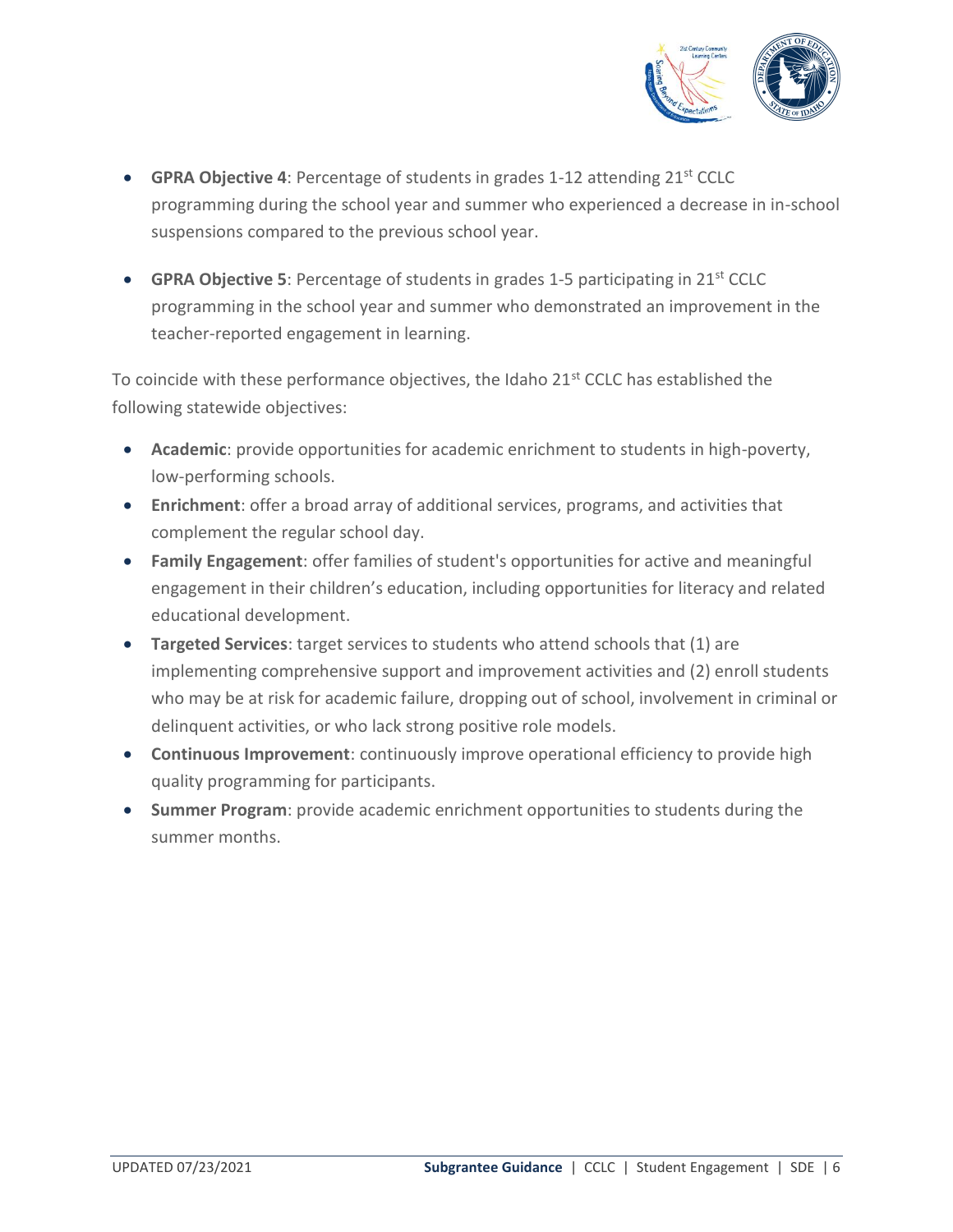- **GPRA Objective 4**: Percentage of students in grades 1-12 attending 21st CCLC programming during the school year and summer who experienced a decrease in in-school suspensions compared to the previous school year.

- **GPRA Objective 5**: Percentage of students in grades 1-5 participating in 21st CCLC programming in the school year and summer who demonstrated an improvement in the teacher-reported engagement in learning.

To coincide with these performance objectives, the Idaho 21st CCLC has established the following statewide objectives:

- **Academic**: provide opportunities for academic enrichment to students in high-poverty, low-performing schools.
- **Enrichment**: offer a broad array of additional services, programs, and activities that complement the regular school day.
- **Family Engagement**: offer families of student's opportunities for active and meaningful engagement in their children's education, including opportunities for literacy and related educational development.
- **Targeted Services**: target services to students who attend schools that (1) are implementing comprehensive support and improvement activities and (2) enroll students who may be at risk for academic failure, dropping out of school, involvement in criminal or delinquent activities, or who lack strong positive role models.
- **Continuous Improvement**: continuously improve operational efficiency to provide high quality programming for participants.
- **Summer Program**: provide academic enrichment opportunities to students during the summer months.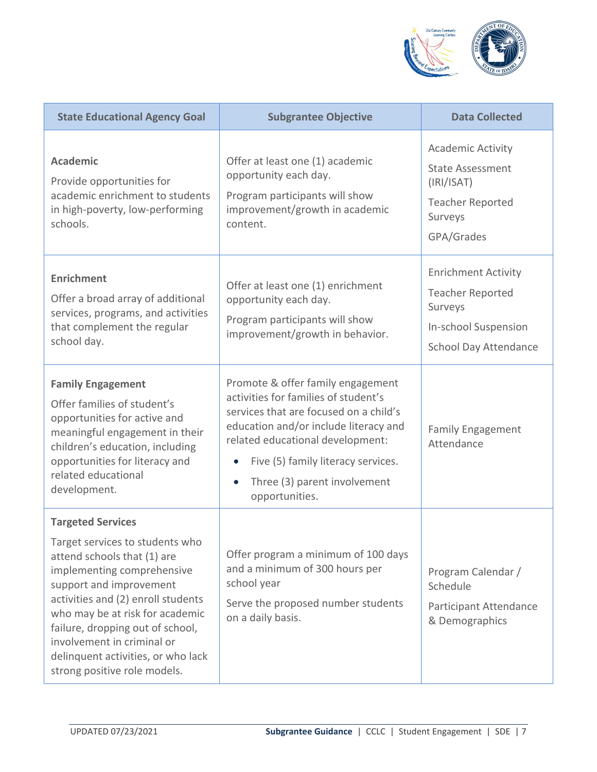| State Educational Agency Goal | Subgrantee Objective | Data Collected |
|---|---|---|
| **Academic**<br>Provide opportunities for academic enrichment to students in high-poverty, low-performing schools. | Offer at least one (1) academic opportunity each day.<br>Program participants will show improvement/growth in academic content. | Academic Activity<br>State Assessment (IRI/ISAT)<br>Teacher Reported Surveys<br>GPA/Grades |
| **Enrichment**<br>Offer a broad array of additional services, programs, and activities that complement the regular school day. | Offer at least one (1) enrichment opportunity each day.<br>Program participants will show improvement/growth in behavior. | Enrichment Activity<br>Teacher Reported Surveys<br>In-school Suspension<br>School Day Attendance |
| **Family Engagement**<br>Offer families of student's opportunities for active and meaningful engagement in their children's education, including opportunities for literacy and related educational development. | Promote & offer family engagement activities for families of student's services that are focused on a child's education and/or include literacy and related educational development:<br>• Five (5) family literacy services.<br>• Three (3) parent involvement opportunities. | Family Engagement Attendance |
| **Targeted Services**<br>Target services to students who attend schools that (1) are implementing comprehensive support and improvement activities and (2) enroll students who may be at risk for academic failure, dropping out of school, involvement in criminal or delinquent activities, or who lack strong positive role models. | Offer program a minimum of 100 days and a minimum of 300 hours per school year<br>Serve the proposed number students on a daily basis. | Program Calendar / Schedule<br>Participant Attendance & Demographics |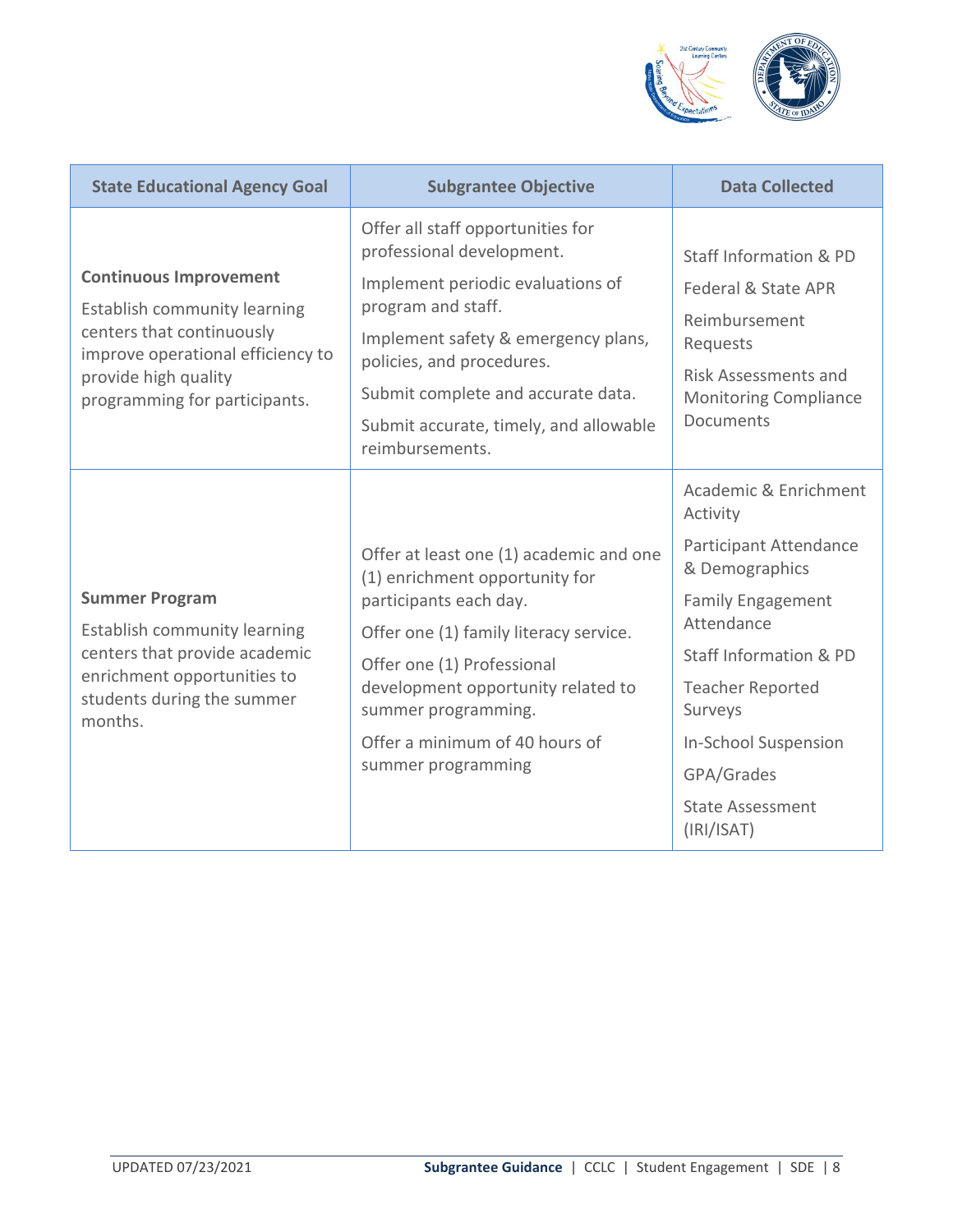| State Educational Agency Goal | Subgrantee Objective | Data Collected |
|---|---|---|
| **Continuous Improvement**<br>Establish community learning centers that continuously improve operational efficiency to provide high quality programming for participants. | Offer all staff opportunities for professional development.<br>Implement periodic evaluations of program and staff.<br>Implement safety & emergency plans, policies, and procedures.<br>Submit complete and accurate data.<br>Submit accurate, timely, and allowable reimbursements. | Staff Information & PD<br>Federal & State APR<br>Reimbursement Requests<br>Risk Assessments and Monitoring Compliance Documents |
| **Summer Program**<br>Establish community learning centers that provide academic enrichment opportunities to students during the summer months. | Offer at least one (1) academic and one (1) enrichment opportunity for participants each day.<br>Offer one (1) family literacy service.<br>Offer one (1) Professional development opportunity related to summer programming.<br>Offer a minimum of 40 hours of summer programming | Academic & Enrichment Activity<br>Participant Attendance & Demographics<br>Family Engagement Attendance<br>Staff Information & PD<br>Teacher Reported Surveys<br>In-School Suspension<br>GPA/Grades<br>State Assessment (IRI/ISAT) |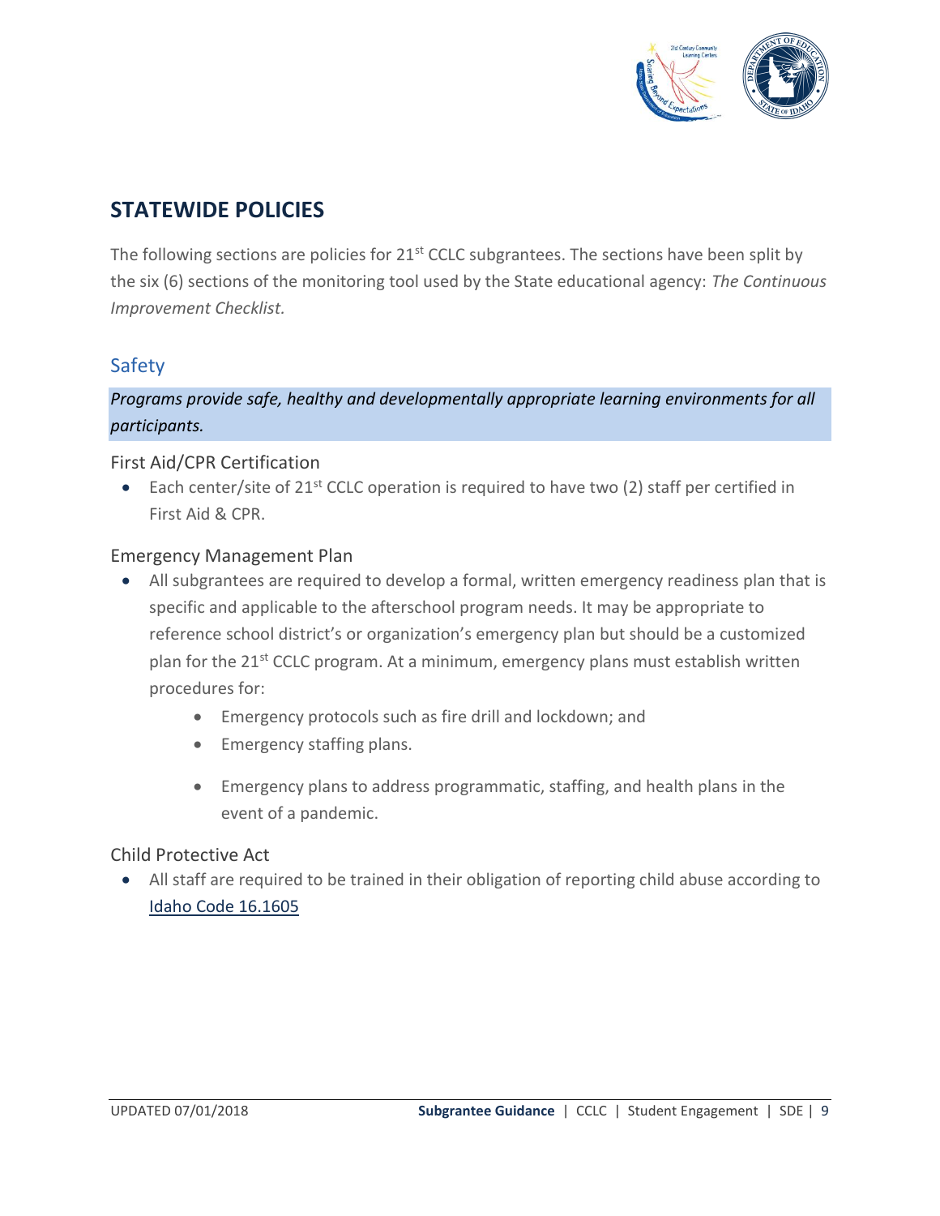## STATEWIDE POLICIES

The following sections are policies for 21st CCLC subgrantees. The sections have been split by the six (6) sections of the monitoring tool used by the State educational agency: *The Continuous Improvement Checklist.*

### Safety

*Programs provide safe, healthy and developmentally appropriate learning environments for all participants.*

#### First Aid/CPR Certification

- Each center/site of 21st CCLC operation is required to have two (2) staff per certified in First Aid & CPR.

#### Emergency Management Plan

- All subgrantees are required to develop a formal, written emergency readiness plan that is specific and applicable to the afterschool program needs. It may be appropriate to reference school district's or organization's emergency plan but should be a customized plan for the 21st CCLC program. At a minimum, emergency plans must establish written procedures for:
  - Emergency protocols such as fire drill and lockdown; and
  - Emergency staffing plans.
  - Emergency plans to address programmatic, staffing, and health plans in the event of a pandemic.

#### Child Protective Act

- All staff are required to be trained in their obligation of reporting child abuse according to Idaho Code 16.1605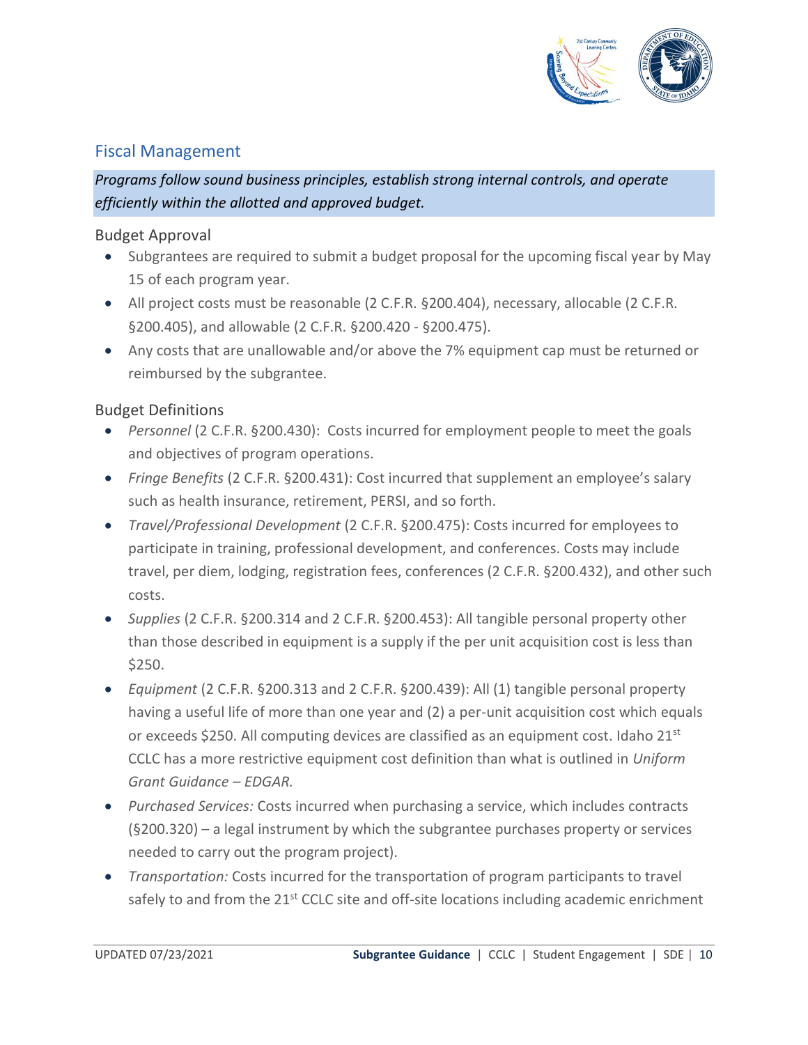## Fiscal Management

*Programs follow sound business principles, establish strong internal controls, and operate efficiently within the allotted and approved budget.*

### Budget Approval

- Subgrantees are required to submit a budget proposal for the upcoming fiscal year by May 15 of each program year.
- All project costs must be reasonable (2 C.F.R. §200.404), necessary, allocable (2 C.F.R. §200.405), and allowable (2 C.F.R. §200.420 - §200.475).
- Any costs that are unallowable and/or above the 7% equipment cap must be returned or reimbursed by the subgrantee.

### Budget Definitions

- *Personnel* (2 C.F.R. §200.430): Costs incurred for employment people to meet the goals and objectives of program operations.
- *Fringe Benefits* (2 C.F.R. §200.431): Cost incurred that supplement an employee's salary such as health insurance, retirement, PERSI, and so forth.
- *Travel/Professional Development* (2 C.F.R. §200.475): Costs incurred for employees to participate in training, professional development, and conferences. Costs may include travel, per diem, lodging, registration fees, conferences (2 C.F.R. §200.432), and other such costs.
- *Supplies* (2 C.F.R. §200.314 and 2 C.F.R. §200.453): All tangible personal property other than those described in equipment is a supply if the per unit acquisition cost is less than $250.
- *Equipment* (2 C.F.R. §200.313 and 2 C.F.R. §200.439): All (1) tangible personal property having a useful life of more than one year and (2) a per-unit acquisition cost which equals or exceeds $250. All computing devices are classified as an equipment cost. Idaho 21st CCLC has a more restrictive equipment cost definition than what is outlined in *Uniform Grant Guidance – EDGAR.*
- *Purchased Services:* Costs incurred when purchasing a service, which includes contracts (§200.320) – a legal instrument by which the subgrantee purchases property or services needed to carry out the program project).
- *Transportation:* Costs incurred for the transportation of program participants to travel safely to and from the 21st CCLC site and off-site locations including academic enrichment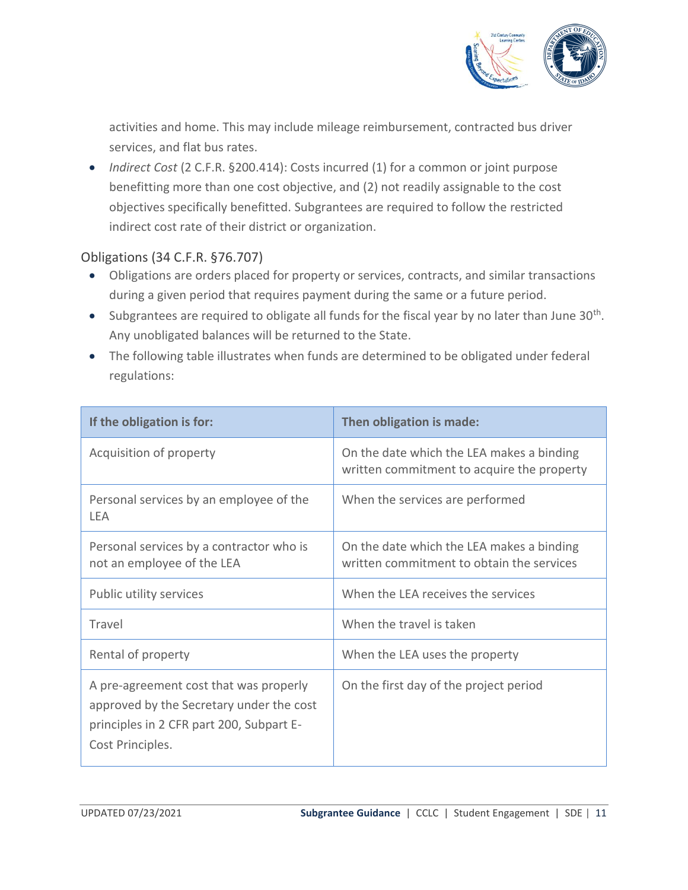activities and home. This may include mileage reimbursement, contracted bus driver services, and flat bus rates.

- *Indirect Cost* (2 C.F.R. §200.414): Costs incurred (1) for a common or joint purpose benefitting more than one cost objective, and (2) not readily assignable to the cost objectives specifically benefitted. Subgrantees are required to follow the restricted indirect cost rate of their district or organization.

## Obligations (34 C.F.R. §76.707)

- Obligations are orders placed for property or services, contracts, and similar transactions during a given period that requires payment during the same or a future period.
- Subgrantees are required to obligate all funds for the fiscal year by no later than June 30th. Any unobligated balances will be returned to the State.
- The following table illustrates when funds are determined to be obligated under federal regulations:

| If the obligation is for: | Then obligation is made: |
|---|---|
| Acquisition of property | On the date which the LEA makes a binding written commitment to acquire the property |
| Personal services by an employee of the LEA | When the services are performed |
| Personal services by a contractor who is not an employee of the LEA | On the date which the LEA makes a binding written commitment to obtain the services |
| Public utility services | When the LEA receives the services |
| Travel | When the travel is taken |
| Rental of property | When the LEA uses the property |
| A pre-agreement cost that was properly approved by the Secretary under the cost principles in 2 CFR part 200, Subpart E-Cost Principles. | On the first day of the project period |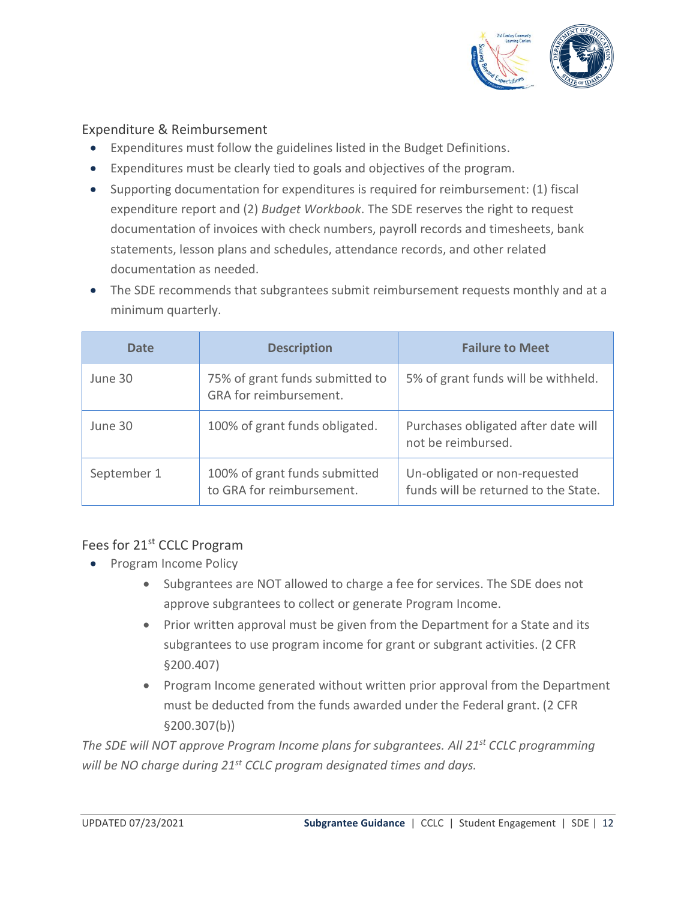## Expenditure & Reimbursement

- Expenditures must follow the guidelines listed in the Budget Definitions.
- Expenditures must be clearly tied to goals and objectives of the program.
- Supporting documentation for expenditures is required for reimbursement: (1) fiscal expenditure report and (2) *Budget Workbook*. The SDE reserves the right to request documentation of invoices with check numbers, payroll records and timesheets, bank statements, lesson plans and schedules, attendance records, and other related documentation as needed.
- The SDE recommends that subgrantees submit reimbursement requests monthly and at a minimum quarterly.

| Date | Description | Failure to Meet |
|---|---|---|
| June 30 | 75% of grant funds submitted to GRA for reimbursement. | 5% of grant funds will be withheld. |
| June 30 | 100% of grant funds obligated. | Purchases obligated after date will not be reimbursed. |
| September 1 | 100% of grant funds submitted to GRA for reimbursement. | Un-obligated or non-requested funds will be returned to the State. |

## Fees for 21st CCLC Program

- Program Income Policy
  - Subgrantees are NOT allowed to charge a fee for services. The SDE does not approve subgrantees to collect or generate Program Income.
  - Prior written approval must be given from the Department for a State and its subgrantees to use program income for grant or subgrant activities. (2 CFR §200.407)
  - Program Income generated without written prior approval from the Department must be deducted from the funds awarded under the Federal grant. (2 CFR §200.307(b))

*The SDE will NOT approve Program Income plans for subgrantees. All 21st CCLC programming will be NO charge during 21st CCLC program designated times and days.*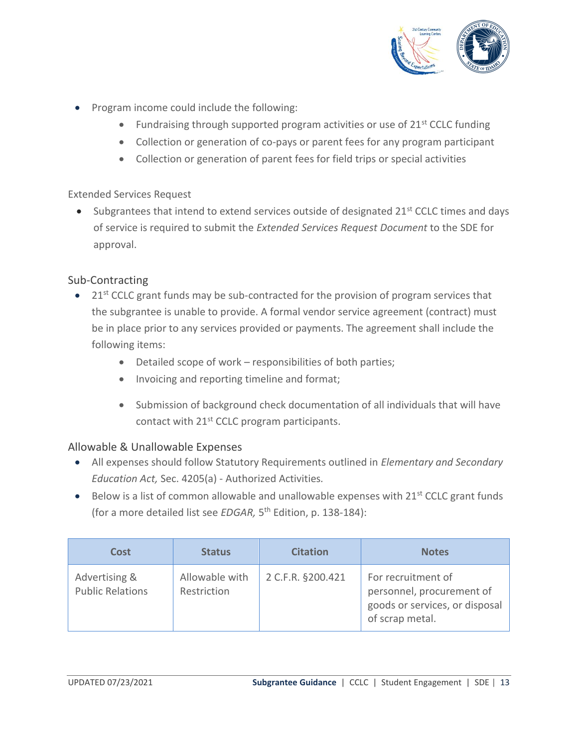- Program income could include the following:
    - Fundraising through supported program activities or use of 21st CCLC funding
    - Collection or generation of co-pays or parent fees for any program participant
    - Collection or generation of parent fees for field trips or special activities

Extended Services Request

- Subgrantees that intend to extend services outside of designated 21st CCLC times and days of service is required to submit the *Extended Services Request Document* to the SDE for approval.

## Sub-Contracting

- 21st CCLC grant funds may be sub-contracted for the provision of program services that the subgrantee is unable to provide. A formal vendor service agreement (contract) must be in place prior to any services provided or payments. The agreement shall include the following items:
    - Detailed scope of work – responsibilities of both parties;
    - Invoicing and reporting timeline and format;
    - Submission of background check documentation of all individuals that will have contact with 21st CCLC program participants.

## Allowable & Unallowable Expenses

- All expenses should follow Statutory Requirements outlined in *Elementary and Secondary Education Act,* Sec. 4205(a) - Authorized Activities.
- Below is a list of common allowable and unallowable expenses with 21st CCLC grant funds (for a more detailed list see *EDGAR,* 5th Edition, p. 138-184):

| Cost | Status | Citation | Notes |
|---|---|---|---|
| Advertising & Public Relations | Allowable with Restriction | 2 C.F.R. §200.421 | For recruitment of personnel, procurement of goods or services, or disposal of scrap metal. |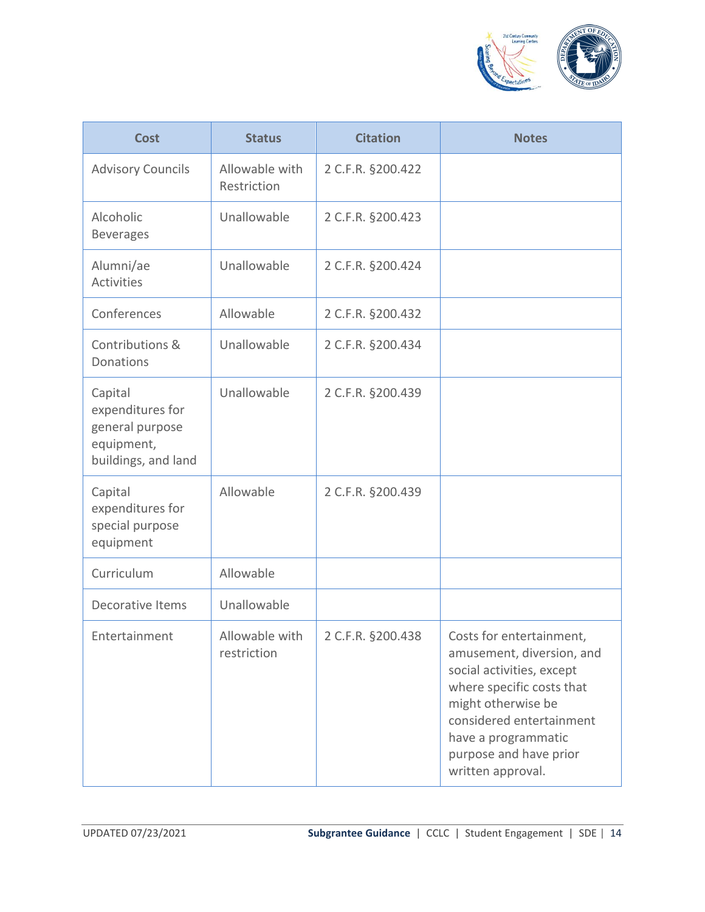| Cost | Status | Citation | Notes |
|---|---|---|---|
| Advisory Councils | Allowable with Restriction | 2 C.F.R. §200.422 | |
| Alcoholic Beverages | Unallowable | 2 C.F.R. §200.423 | |
| Alumni/ae Activities | Unallowable | 2 C.F.R. §200.424 | |
| Conferences | Allowable | 2 C.F.R. §200.432 | |
| Contributions & Donations | Unallowable | 2 C.F.R. §200.434 | |
| Capital expenditures for general purpose equipment, buildings, and land | Unallowable | 2 C.F.R. §200.439 | |
| Capital expenditures for special purpose equipment | Allowable | 2 C.F.R. §200.439 | |
| Curriculum | Allowable | | |
| Decorative Items | Unallowable | | |
| Entertainment | Allowable with restriction | 2 C.F.R. §200.438 | Costs for entertainment, amusement, diversion, and social activities, except where specific costs that might otherwise be considered entertainment have a programmatic purpose and have prior written approval. |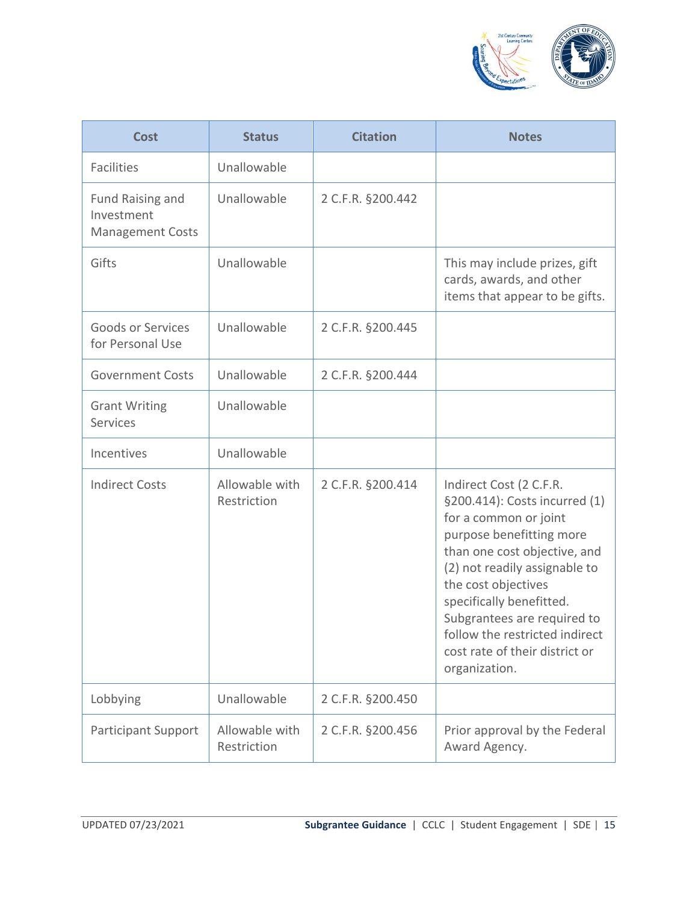| Cost | Status | Citation | Notes |
|---|---|---|---|
| Facilities | Unallowable | | |
| Fund Raising and Investment Management Costs | Unallowable | 2 C.F.R. §200.442 | |
| Gifts | Unallowable | | This may include prizes, gift cards, awards, and other items that appear to be gifts. |
| Goods or Services for Personal Use | Unallowable | 2 C.F.R. §200.445 | |
| Government Costs | Unallowable | 2 C.F.R. §200.444 | |
| Grant Writing Services | Unallowable | | |
| Incentives | Unallowable | | |
| Indirect Costs | Allowable with Restriction | 2 C.F.R. §200.414 | Indirect Cost (2 C.F.R. §200.414): Costs incurred (1) for a common or joint purpose benefitting more than one cost objective, and (2) not readily assignable to the cost objectives specifically benefitted. Subgrantees are required to follow the restricted indirect cost rate of their district or organization. |
| Lobbying | Unallowable | 2 C.F.R. §200.450 | |
| Participant Support | Allowable with Restriction | 2 C.F.R. §200.456 | Prior approval by the Federal Award Agency. |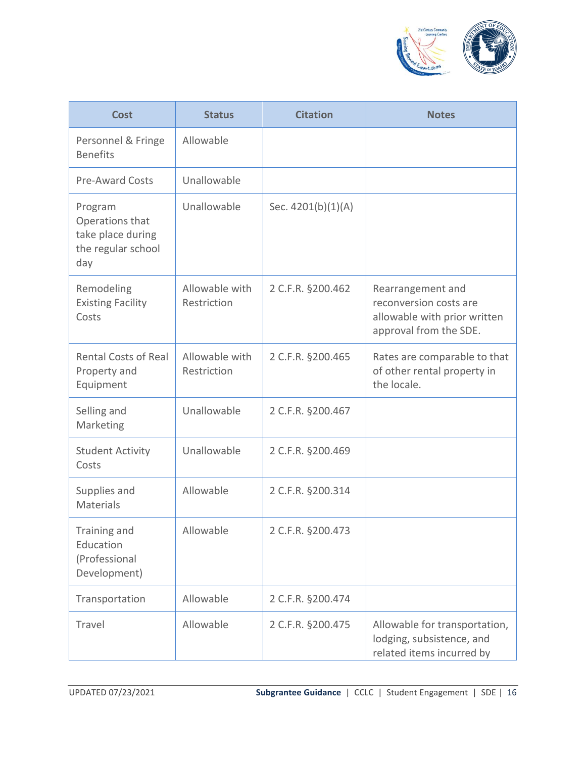| Cost | Status | Citation | Notes |
| --- | --- | --- | --- |
| Personnel & Fringe Benefits | Allowable | | |
| Pre-Award Costs | Unallowable | | |
| Program Operations that take place during the regular school day | Unallowable | Sec. 4201(b)(1)(A) | |
| Remodeling Existing Facility Costs | Allowable with Restriction | 2 C.F.R. §200.462 | Rearrangement and reconversion costs are allowable with prior written approval from the SDE. |
| Rental Costs of Real Property and Equipment | Allowable with Restriction | 2 C.F.R. §200.465 | Rates are comparable to that of other rental property in the locale. |
| Selling and Marketing | Unallowable | 2 C.F.R. §200.467 | |
| Student Activity Costs | Unallowable | 2 C.F.R. §200.469 | |
| Supplies and Materials | Allowable | 2 C.F.R. §200.314 | |
| Training and Education (Professional Development) | Allowable | 2 C.F.R. §200.473 | |
| Transportation | Allowable | 2 C.F.R. §200.474 | |
| Travel | Allowable | 2 C.F.R. §200.475 | Allowable for transportation, lodging, subsistence, and related items incurred by |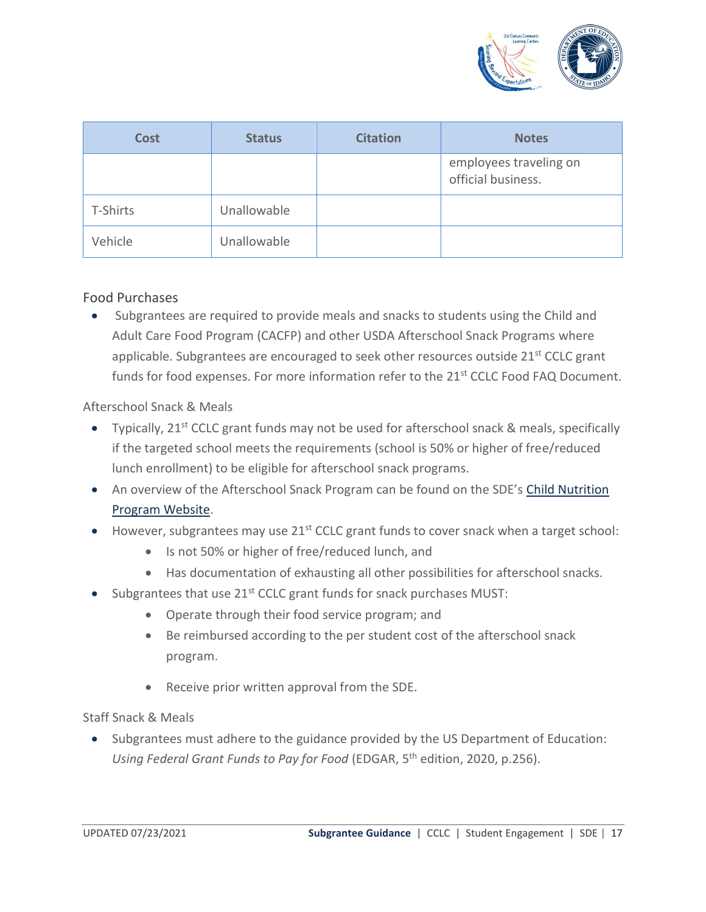| Cost | Status | Citation | Notes |
|---|---|---|---|
| | | | employees traveling on official business. |
| T-Shirts | Unallowable | | |
| Vehicle | Unallowable | | |

## Food Purchases

- Subgrantees are required to provide meals and snacks to students using the Child and Adult Care Food Program (CACFP) and other USDA Afterschool Snack Programs where applicable. Subgrantees are encouraged to seek other resources outside 21st CCLC grant funds for food expenses. For more information refer to the 21st CCLC Food FAQ Document.

### Afterschool Snack & Meals

- Typically, 21st CCLC grant funds may not be used for afterschool snack & meals, specifically if the targeted school meets the requirements (school is 50% or higher of free/reduced lunch enrollment) to be eligible for afterschool snack programs.
- An overview of the Afterschool Snack Program can be found on the SDE's Child Nutrition Program Website.
- However, subgrantees may use 21st CCLC grant funds to cover snack when a target school:
    - Is not 50% or higher of free/reduced lunch, and
    - Has documentation of exhausting all other possibilities for afterschool snacks.
- Subgrantees that use 21st CCLC grant funds for snack purchases MUST:
    - Operate through their food service program; and
    - Be reimbursed according to the per student cost of the afterschool snack program.
    - Receive prior written approval from the SDE.

### Staff Snack & Meals

- Subgrantees must adhere to the guidance provided by the US Department of Education: *Using Federal Grant Funds to Pay for Food* (EDGAR, 5th edition, 2020, p.256).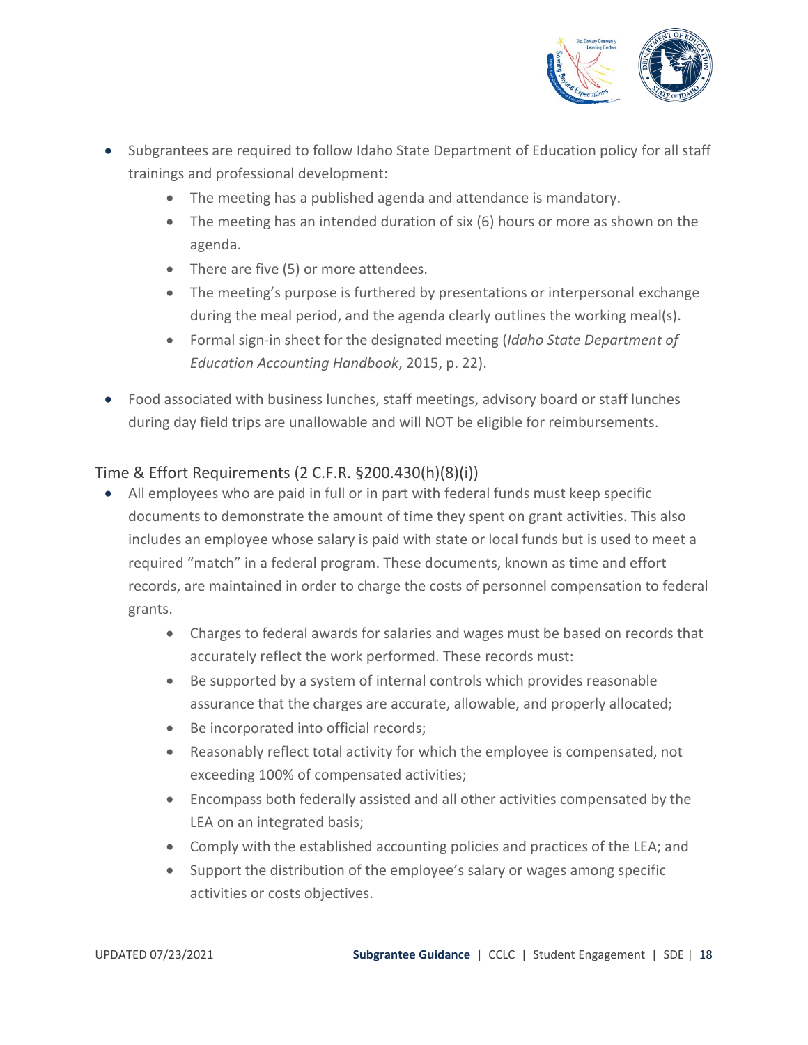- Subgrantees are required to follow Idaho State Department of Education policy for all staff trainings and professional development:
    - The meeting has a published agenda and attendance is mandatory.
    - The meeting has an intended duration of six (6) hours or more as shown on the agenda.
    - There are five (5) or more attendees.
    - The meeting's purpose is furthered by presentations or interpersonal exchange during the meal period, and the agenda clearly outlines the working meal(s).
    - Formal sign-in sheet for the designated meeting (*Idaho State Department of Education Accounting Handbook*, 2015, p. 22).
- Food associated with business lunches, staff meetings, advisory board or staff lunches during day field trips are unallowable and will NOT be eligible for reimbursements.

## Time & Effort Requirements (2 C.F.R. §200.430(h)(8)(i))

- All employees who are paid in full or in part with federal funds must keep specific documents to demonstrate the amount of time they spent on grant activities. This also includes an employee whose salary is paid with state or local funds but is used to meet a required "match" in a federal program. These documents, known as time and effort records, are maintained in order to charge the costs of personnel compensation to federal grants.
    - Charges to federal awards for salaries and wages must be based on records that accurately reflect the work performed. These records must:
    - Be supported by a system of internal controls which provides reasonable assurance that the charges are accurate, allowable, and properly allocated;
    - Be incorporated into official records;
    - Reasonably reflect total activity for which the employee is compensated, not exceeding 100% of compensated activities;
    - Encompass both federally assisted and all other activities compensated by the LEA on an integrated basis;
    - Comply with the established accounting policies and practices of the LEA; and
    - Support the distribution of the employee's salary or wages among specific activities or costs objectives.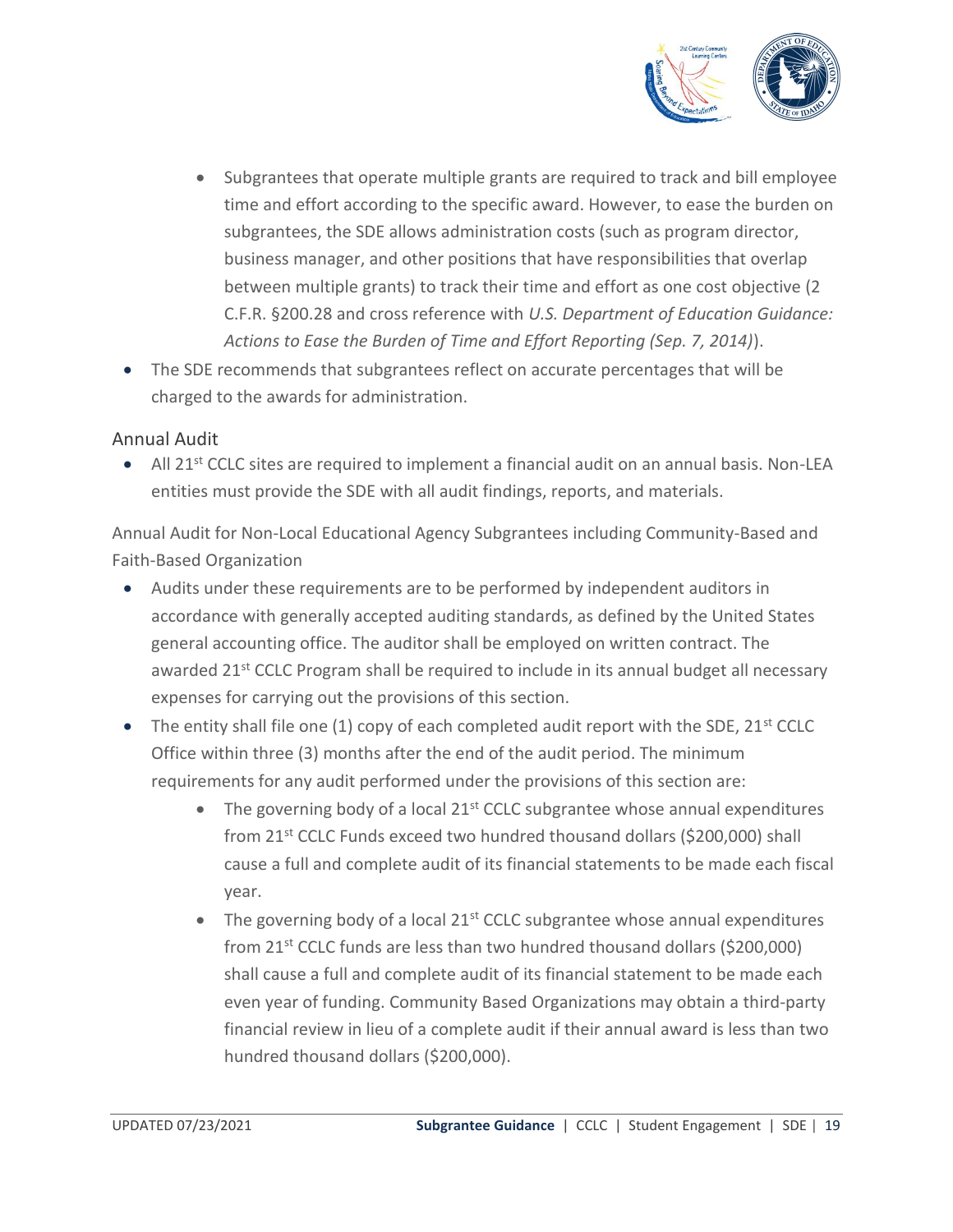- Subgrantees that operate multiple grants are required to track and bill employee time and effort according to the specific award. However, to ease the burden on subgrantees, the SDE allows administration costs (such as program director, business manager, and other positions that have responsibilities that overlap between multiple grants) to track their time and effort as one cost objective (2 C.F.R. §200.28 and cross reference with *U.S. Department of Education Guidance: Actions to Ease the Burden of Time and Effort Reporting (Sep. 7, 2014)*).
- The SDE recommends that subgrantees reflect on accurate percentages that will be charged to the awards for administration.

## Annual Audit

- All 21st CCLC sites are required to implement a financial audit on an annual basis. Non-LEA entities must provide the SDE with all audit findings, reports, and materials.

Annual Audit for Non-Local Educational Agency Subgrantees including Community-Based and Faith-Based Organization

- Audits under these requirements are to be performed by independent auditors in accordance with generally accepted auditing standards, as defined by the United States general accounting office. The auditor shall be employed on written contract. The awarded 21st CCLC Program shall be required to include in its annual budget all necessary expenses for carrying out the provisions of this section.
- The entity shall file one (1) copy of each completed audit report with the SDE, 21st CCLC Office within three (3) months after the end of the audit period. The minimum requirements for any audit performed under the provisions of this section are:
  - The governing body of a local 21st CCLC subgrantee whose annual expenditures from 21st CCLC Funds exceed two hundred thousand dollars ($200,000) shall cause a full and complete audit of its financial statements to be made each fiscal year.
  - The governing body of a local 21st CCLC subgrantee whose annual expenditures from 21st CCLC funds are less than two hundred thousand dollars ($200,000) shall cause a full and complete audit of its financial statement to be made each even year of funding. Community Based Organizations may obtain a third-party financial review in lieu of a complete audit if their annual award is less than two hundred thousand dollars ($200,000).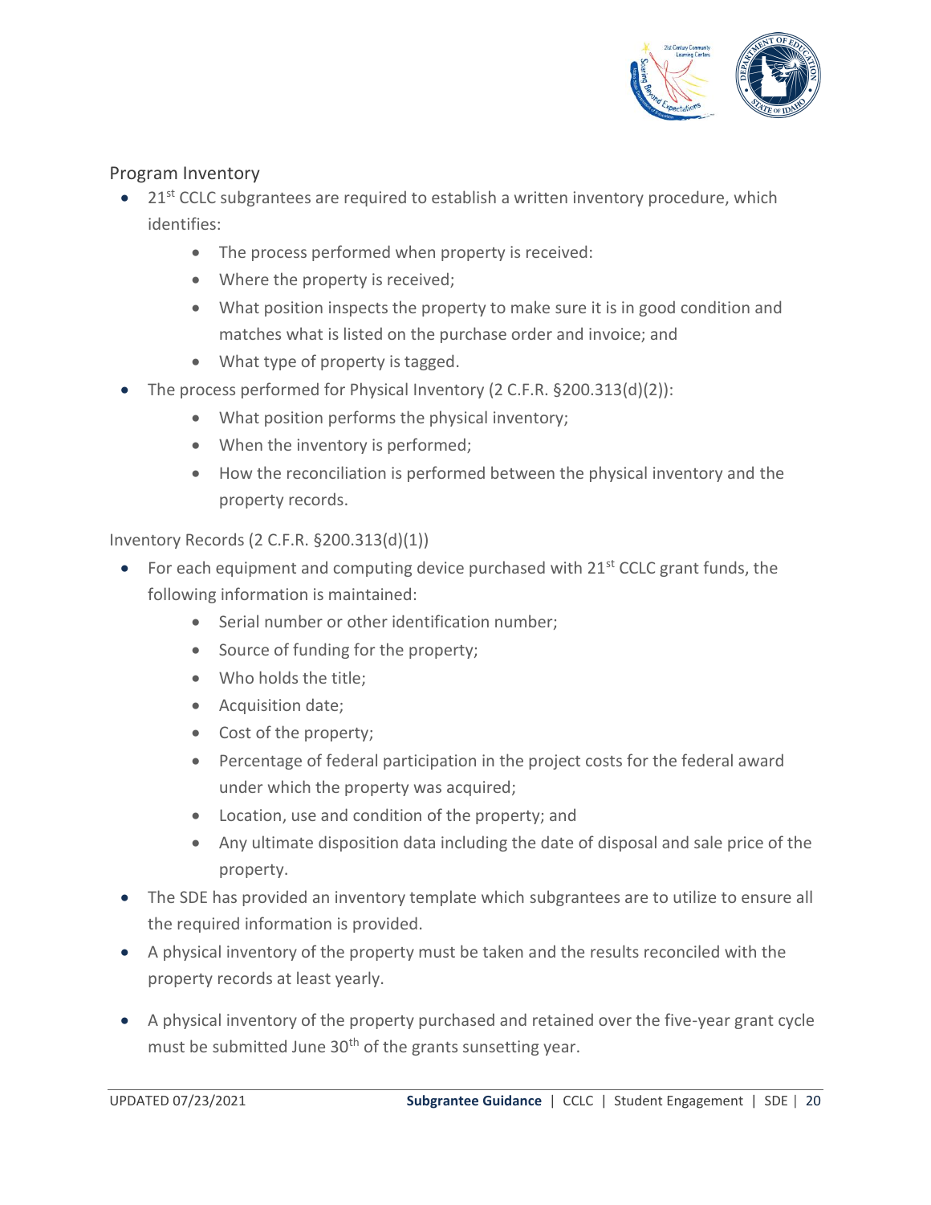## Program Inventory

- 21st CCLC subgrantees are required to establish a written inventory procedure, which identifies:
  - The process performed when property is received:
  - Where the property is received;
  - What position inspects the property to make sure it is in good condition and matches what is listed on the purchase order and invoice; and
  - What type of property is tagged.
- The process performed for Physical Inventory (2 C.F.R. §200.313(d)(2)):
  - What position performs the physical inventory;
  - When the inventory is performed;
  - How the reconciliation is performed between the physical inventory and the property records.

Inventory Records (2 C.F.R. §200.313(d)(1))

- For each equipment and computing device purchased with 21st CCLC grant funds, the following information is maintained:
  - Serial number or other identification number;
  - Source of funding for the property;
  - Who holds the title;
  - Acquisition date;
  - Cost of the property;
  - Percentage of federal participation in the project costs for the federal award under which the property was acquired;
  - Location, use and condition of the property; and
  - Any ultimate disposition data including the date of disposal and sale price of the property.
- The SDE has provided an inventory template which subgrantees are to utilize to ensure all the required information is provided.
- A physical inventory of the property must be taken and the results reconciled with the property records at least yearly.
- A physical inventory of the property purchased and retained over the five-year grant cycle must be submitted June 30th of the grants sunsetting year.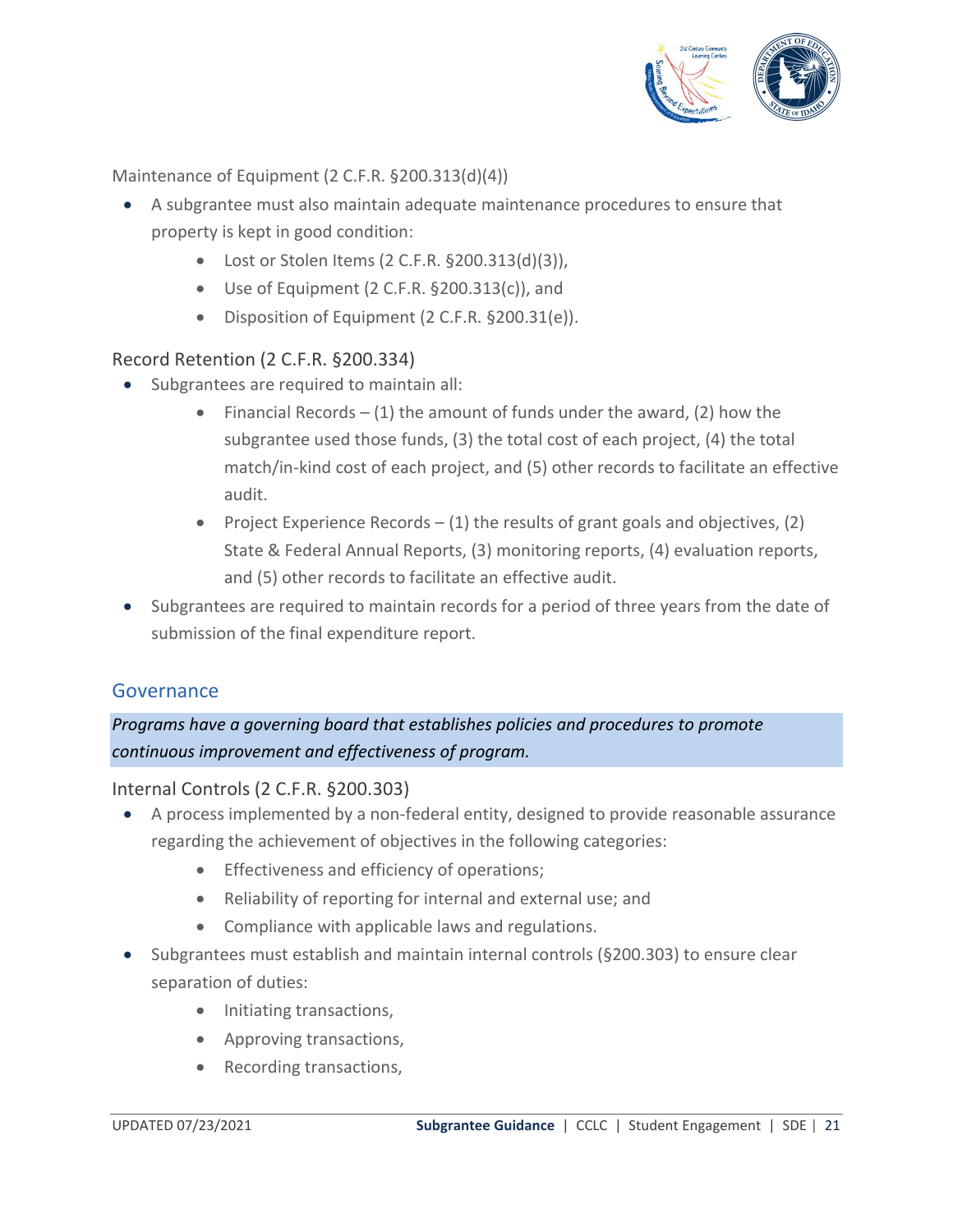Maintenance of Equipment (2 C.F.R. §200.313(d)(4))

- A subgrantee must also maintain adequate maintenance procedures to ensure that property is kept in good condition:
  - Lost or Stolen Items (2 C.F.R. §200.313(d)(3)),
  - Use of Equipment (2 C.F.R. §200.313(c)), and
  - Disposition of Equipment (2 C.F.R. §200.31(e)).

### Record Retention (2 C.F.R. §200.334)

- Subgrantees are required to maintain all:
  - Financial Records – (1) the amount of funds under the award, (2) how the subgrantee used those funds, (3) the total cost of each project, (4) the total match/in-kind cost of each project, and (5) other records to facilitate an effective audit.
  - Project Experience Records – (1) the results of grant goals and objectives, (2) State & Federal Annual Reports, (3) monitoring reports, (4) evaluation reports, and (5) other records to facilitate an effective audit.
- Subgrantees are required to maintain records for a period of three years from the date of submission of the final expenditure report.

## Governance

*Programs have a governing board that establishes policies and procedures to promote continuous improvement and effectiveness of program.*

### Internal Controls (2 C.F.R. §200.303)

- A process implemented by a non-federal entity, designed to provide reasonable assurance regarding the achievement of objectives in the following categories:
  - Effectiveness and efficiency of operations;
  - Reliability of reporting for internal and external use; and
  - Compliance with applicable laws and regulations.
- Subgrantees must establish and maintain internal controls (§200.303) to ensure clear separation of duties:
  - Initiating transactions,
  - Approving transactions,
  - Recording transactions,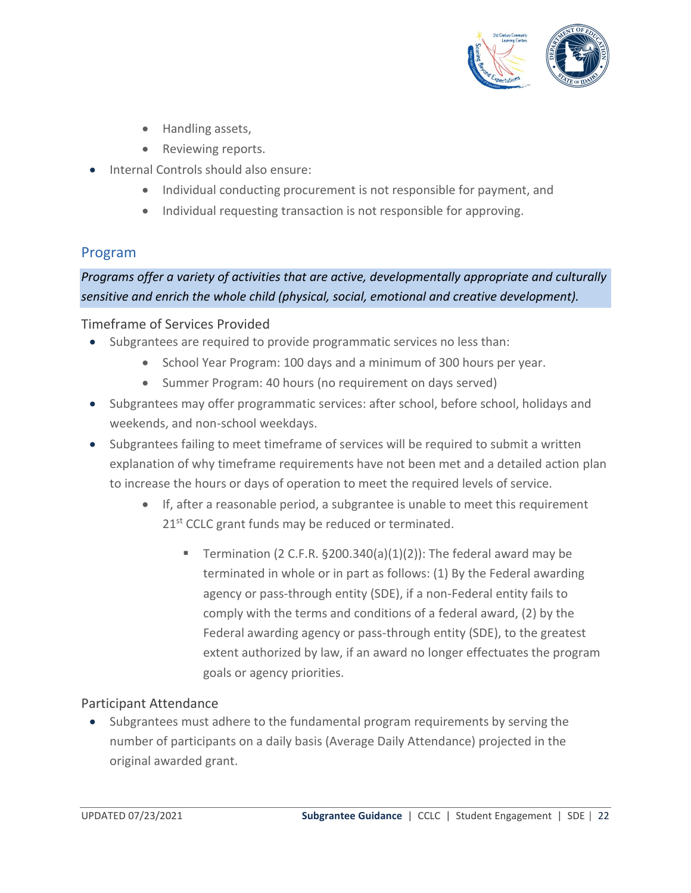- Handling assets,
    - Reviewing reports.
- Internal Controls should also ensure:
    - Individual conducting procurement is not responsible for payment, and
    - Individual requesting transaction is not responsible for approving.

## Program

*Programs offer a variety of activities that are active, developmentally appropriate and culturally sensitive and enrich the whole child (physical, social, emotional and creative development).*

### Timeframe of Services Provided

- Subgrantees are required to provide programmatic services no less than:
    - School Year Program: 100 days and a minimum of 300 hours per year.
    - Summer Program: 40 hours (no requirement on days served)
- Subgrantees may offer programmatic services: after school, before school, holidays and weekends, and non-school weekdays.
- Subgrantees failing to meet timeframe of services will be required to submit a written explanation of why timeframe requirements have not been met and a detailed action plan to increase the hours or days of operation to meet the required levels of service.
    - If, after a reasonable period, a subgrantee is unable to meet this requirement 21st CCLC grant funds may be reduced or terminated.
        - Termination (2 C.F.R. §200.340(a)(1)(2)): The federal award may be terminated in whole or in part as follows: (1) By the Federal awarding agency or pass-through entity (SDE), if a non-Federal entity fails to comply with the terms and conditions of a federal award, (2) by the Federal awarding agency or pass-through entity (SDE), to the greatest extent authorized by law, if an award no longer effectuates the program goals or agency priorities.

### Participant Attendance

- Subgrantees must adhere to the fundamental program requirements by serving the number of participants on a daily basis (Average Daily Attendance) projected in the original awarded grant.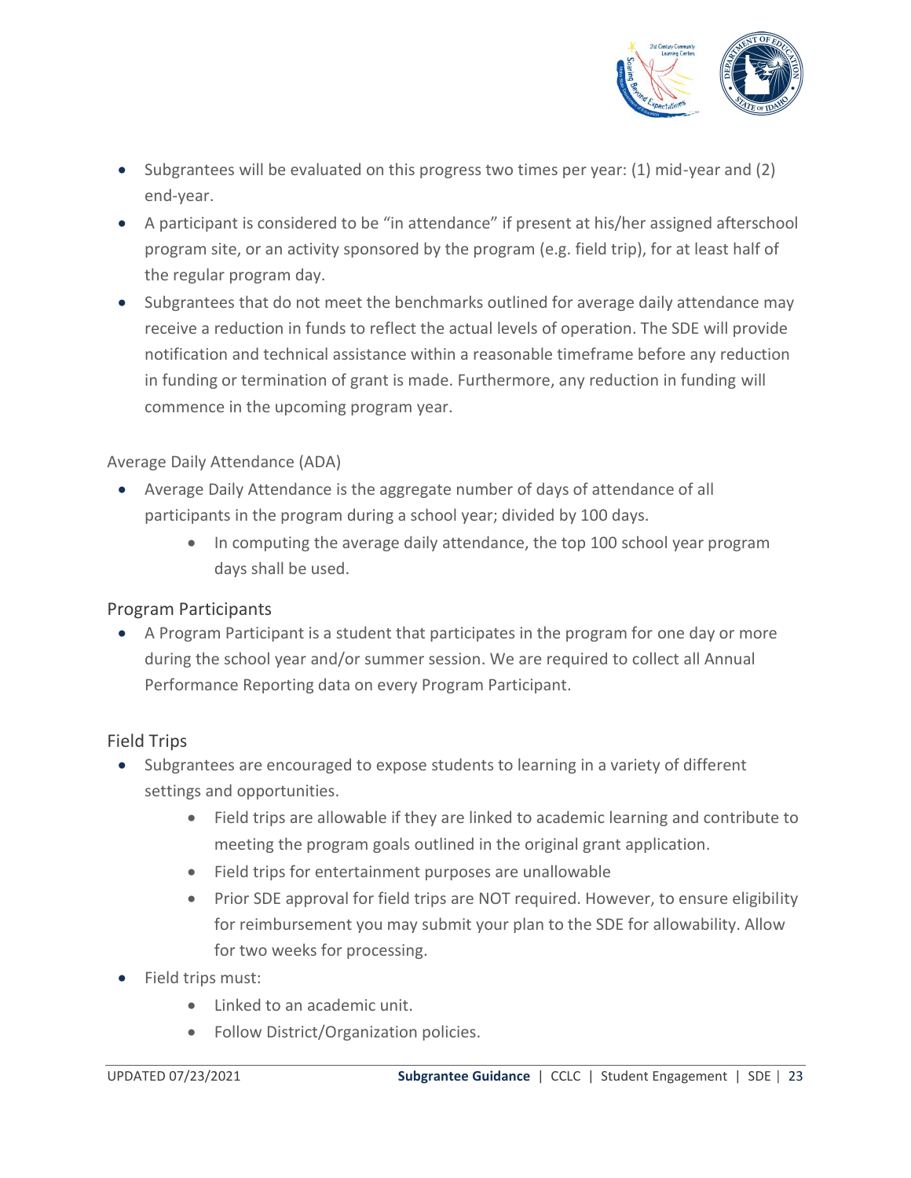- Subgrantees will be evaluated on this progress two times per year: (1) mid-year and (2) end-year.
- A participant is considered to be "in attendance" if present at his/her assigned afterschool program site, or an activity sponsored by the program (e.g. field trip), for at least half of the regular program day.
- Subgrantees that do not meet the benchmarks outlined for average daily attendance may receive a reduction in funds to reflect the actual levels of operation. The SDE will provide notification and technical assistance within a reasonable timeframe before any reduction in funding or termination of grant is made. Furthermore, any reduction in funding will commence in the upcoming program year.

### Average Daily Attendance (ADA)

- Average Daily Attendance is the aggregate number of days of attendance of all participants in the program during a school year; divided by 100 days.
  - In computing the average daily attendance, the top 100 school year program days shall be used.

## Program Participants

- A Program Participant is a student that participates in the program for one day or more during the school year and/or summer session. We are required to collect all Annual Performance Reporting data on every Program Participant.

## Field Trips

- Subgrantees are encouraged to expose students to learning in a variety of different settings and opportunities.
  - Field trips are allowable if they are linked to academic learning and contribute to meeting the program goals outlined in the original grant application.
  - Field trips for entertainment purposes are unallowable
  - Prior SDE approval for field trips are NOT required. However, to ensure eligibility for reimbursement you may submit your plan to the SDE for allowability. Allow for two weeks for processing.
- Field trips must:
  - Linked to an academic unit.
  - Follow District/Organization policies.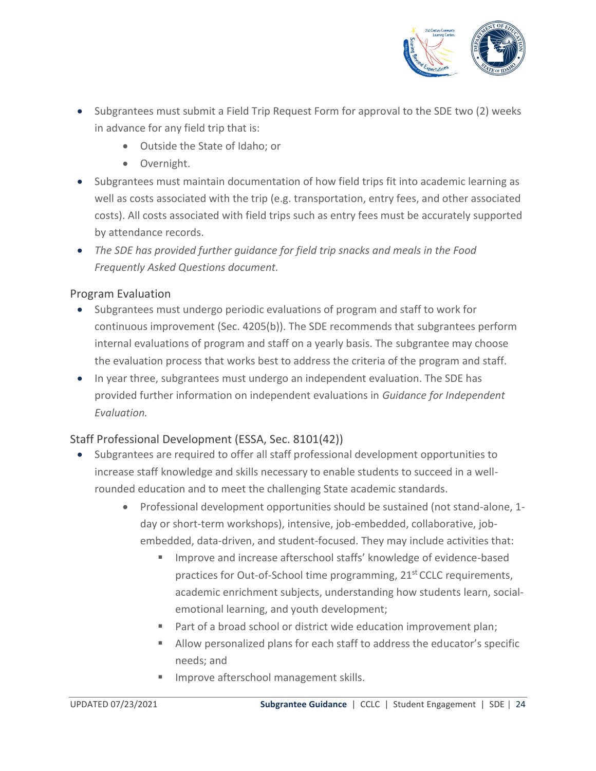- Subgrantees must submit a Field Trip Request Form for approval to the SDE two (2) weeks in advance for any field trip that is:
    - Outside the State of Idaho; or
    - Overnight.
- Subgrantees must maintain documentation of how field trips fit into academic learning as well as costs associated with the trip (e.g. transportation, entry fees, and other associated costs). All costs associated with field trips such as entry fees must be accurately supported by attendance records.
- *The SDE has provided further guidance for field trip snacks and meals in the Food Frequently Asked Questions document.*

## Program Evaluation

- Subgrantees must undergo periodic evaluations of program and staff to work for continuous improvement (Sec. 4205(b)). The SDE recommends that subgrantees perform internal evaluations of program and staff on a yearly basis. The subgrantee may choose the evaluation process that works best to address the criteria of the program and staff.
- In year three, subgrantees must undergo an independent evaluation. The SDE has provided further information on independent evaluations in *Guidance for Independent Evaluation.*

## Staff Professional Development (ESSA, Sec. 8101(42))

- Subgrantees are required to offer all staff professional development opportunities to increase staff knowledge and skills necessary to enable students to succeed in a well-rounded education and to meet the challenging State academic standards.
    - Professional development opportunities should be sustained (not stand-alone, 1-day or short-term workshops), intensive, job-embedded, collaborative, job-embedded, data-driven, and student-focused. They may include activities that:
        - Improve and increase afterschool staffs' knowledge of evidence-based practices for Out-of-School time programming, 21st CCLC requirements, academic enrichment subjects, understanding how students learn, social-emotional learning, and youth development;
        - Part of a broad school or district wide education improvement plan;
        - Allow personalized plans for each staff to address the educator's specific needs; and
        - Improve afterschool management skills.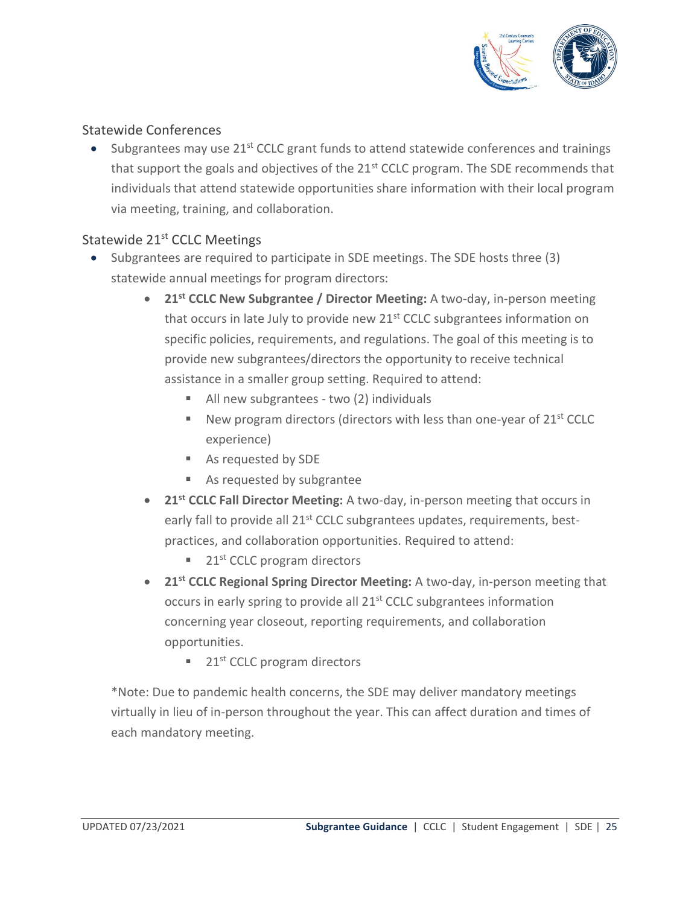## Statewide Conferences

- Subgrantees may use 21st CCLC grant funds to attend statewide conferences and trainings that support the goals and objectives of the 21st CCLC program. The SDE recommends that individuals that attend statewide opportunities share information with their local program via meeting, training, and collaboration.

## Statewide 21st CCLC Meetings

- Subgrantees are required to participate in SDE meetings. The SDE hosts three (3) statewide annual meetings for program directors:
  - **21st CCLC New Subgrantee / Director Meeting:** A two-day, in-person meeting that occurs in late July to provide new 21st CCLC subgrantees information on specific policies, requirements, and regulations. The goal of this meeting is to provide new subgrantees/directors the opportunity to receive technical assistance in a smaller group setting. Required to attend:
    - All new subgrantees - two (2) individuals
    - New program directors (directors with less than one-year of 21st CCLC experience)
    - As requested by SDE
    - As requested by subgrantee
  - **21st CCLC Fall Director Meeting:** A two-day, in-person meeting that occurs in early fall to provide all 21st CCLC subgrantees updates, requirements, best-practices, and collaboration opportunities. Required to attend:
    - 21st CCLC program directors
  - **21st CCLC Regional Spring Director Meeting:** A two-day, in-person meeting that occurs in early spring to provide all 21st CCLC subgrantees information concerning year closeout, reporting requirements, and collaboration opportunities.
    - 21st CCLC program directors

*Note: Due to pandemic health concerns, the SDE may deliver mandatory meetings virtually in lieu of in-person throughout the year. This can affect duration and times of each mandatory meeting.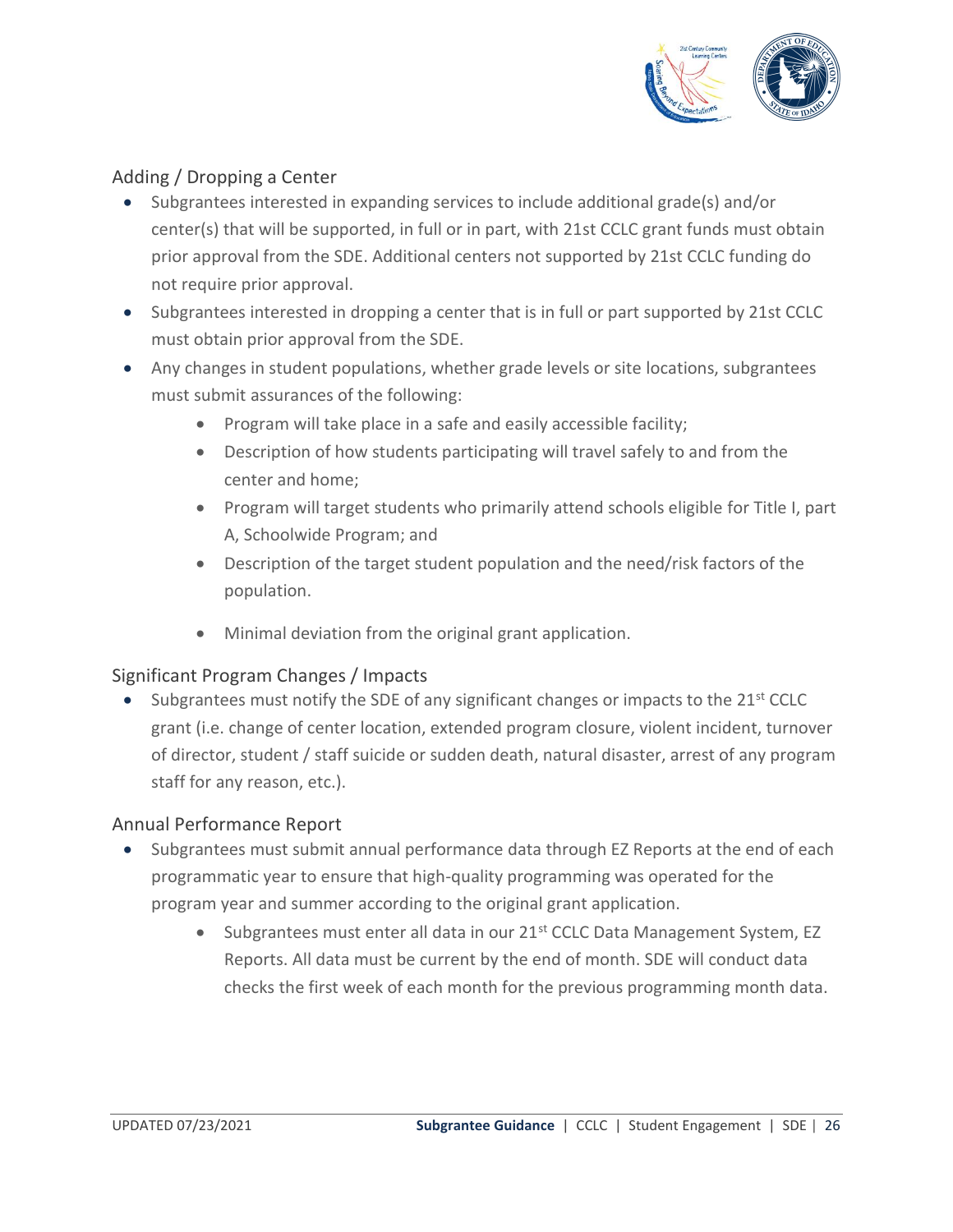## Adding / Dropping a Center

- Subgrantees interested in expanding services to include additional grade(s) and/or center(s) that will be supported, in full or in part, with 21st CCLC grant funds must obtain prior approval from the SDE. Additional centers not supported by 21st CCLC funding do not require prior approval.
- Subgrantees interested in dropping a center that is in full or part supported by 21st CCLC must obtain prior approval from the SDE.
- Any changes in student populations, whether grade levels or site locations, subgrantees must submit assurances of the following:
    - Program will take place in a safe and easily accessible facility;
    - Description of how students participating will travel safely to and from the center and home;
    - Program will target students who primarily attend schools eligible for Title I, part A, Schoolwide Program; and
    - Description of the target student population and the need/risk factors of the population.
    - Minimal deviation from the original grant application.

## Significant Program Changes / Impacts

- Subgrantees must notify the SDE of any significant changes or impacts to the 21st CCLC grant (i.e. change of center location, extended program closure, violent incident, turnover of director, student / staff suicide or sudden death, natural disaster, arrest of any program staff for any reason, etc.).

## Annual Performance Report

- Subgrantees must submit annual performance data through EZ Reports at the end of each programmatic year to ensure that high-quality programming was operated for the program year and summer according to the original grant application.
    - Subgrantees must enter all data in our 21st CCLC Data Management System, EZ Reports. All data must be current by the end of month. SDE will conduct data checks the first week of each month for the previous programming month data.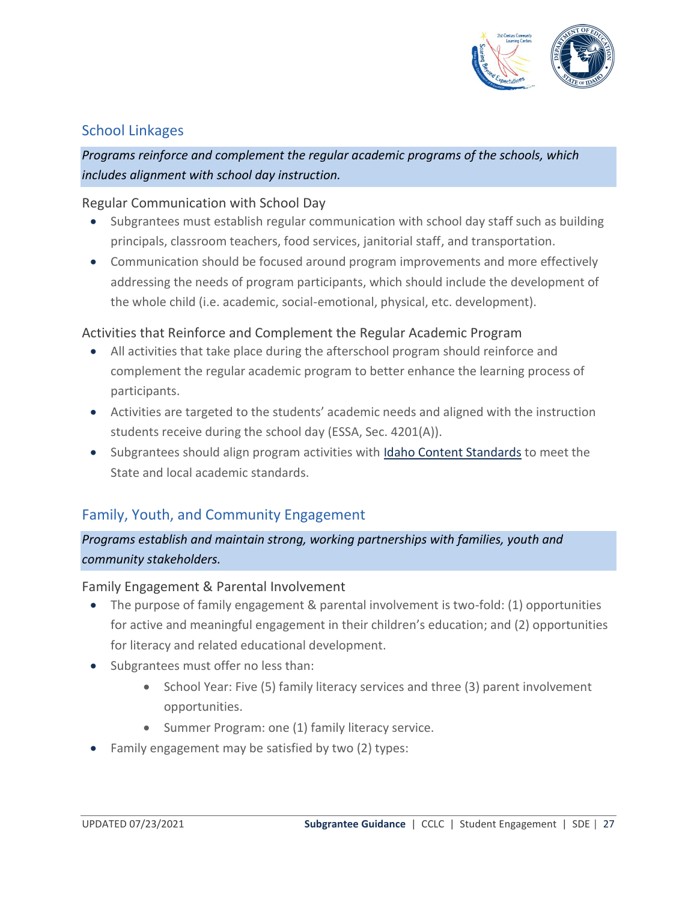## School Linkages

*Programs reinforce and complement the regular academic programs of the schools, which includes alignment with school day instruction.*

### Regular Communication with School Day

- Subgrantees must establish regular communication with school day staff such as building principals, classroom teachers, food services, janitorial staff, and transportation.
- Communication should be focused around program improvements and more effectively addressing the needs of program participants, which should include the development of the whole child (i.e. academic, social-emotional, physical, etc. development).

### Activities that Reinforce and Complement the Regular Academic Program

- All activities that take place during the afterschool program should reinforce and complement the regular academic program to better enhance the learning process of participants.
- Activities are targeted to the students' academic needs and aligned with the instruction students receive during the school day (ESSA, Sec. 4201(A)).
- Subgrantees should align program activities with Idaho Content Standards to meet the State and local academic standards.

## Family, Youth, and Community Engagement

*Programs establish and maintain strong, working partnerships with families, youth and community stakeholders.*

### Family Engagement & Parental Involvement

- The purpose of family engagement & parental involvement is two-fold: (1) opportunities for active and meaningful engagement in their children's education; and (2) opportunities for literacy and related educational development.
- Subgrantees must offer no less than:
    - School Year: Five (5) family literacy services and three (3) parent involvement opportunities.
    - Summer Program: one (1) family literacy service.
- Family engagement may be satisfied by two (2) types: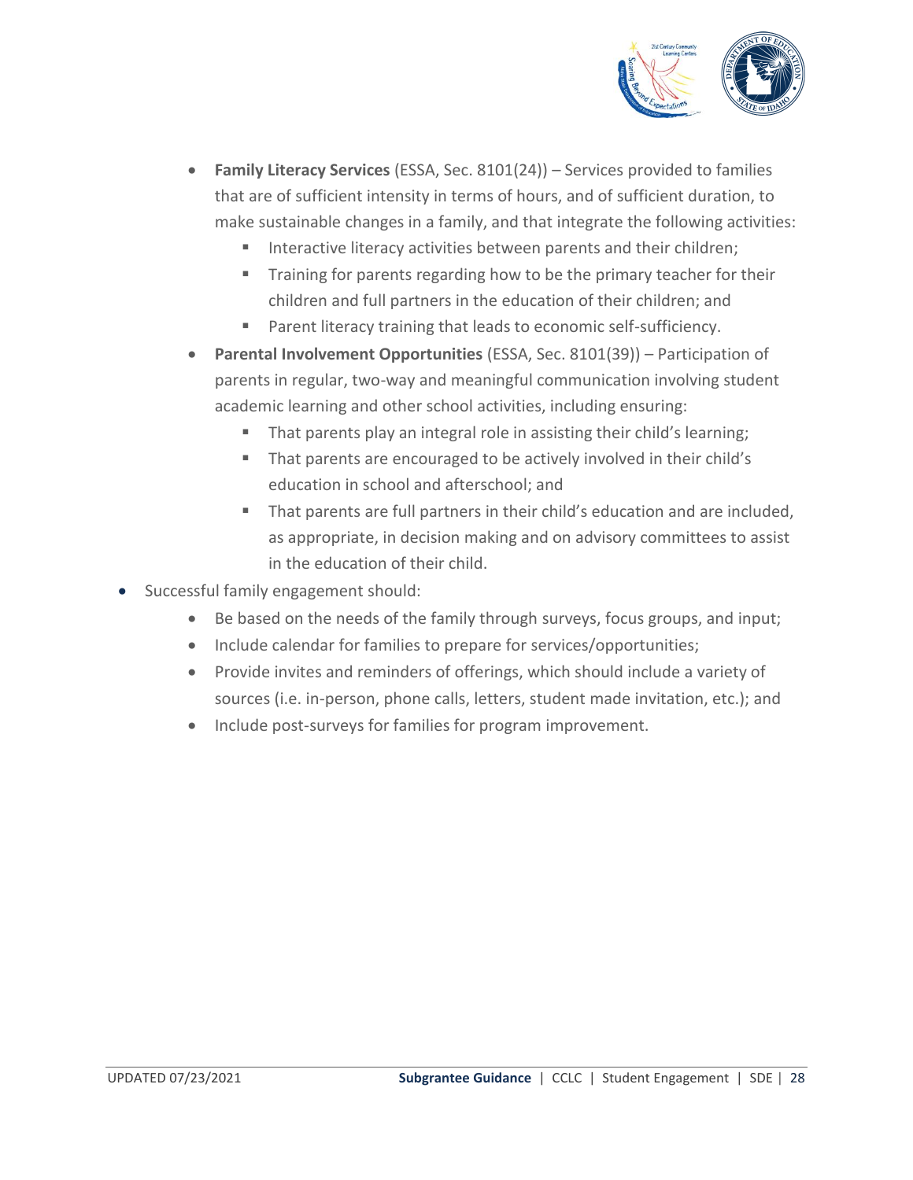- **Family Literacy Services** (ESSA, Sec. 8101(24)) – Services provided to families that are of sufficient intensity in terms of hours, and of sufficient duration, to make sustainable changes in a family, and that integrate the following activities:
    - Interactive literacy activities between parents and their children;
    - Training for parents regarding how to be the primary teacher for their children and full partners in the education of their children; and
    - Parent literacy training that leads to economic self-sufficiency.
  - **Parental Involvement Opportunities** (ESSA, Sec. 8101(39)) – Participation of parents in regular, two-way and meaningful communication involving student academic learning and other school activities, including ensuring:
    - That parents play an integral role in assisting their child's learning;
    - That parents are encouraged to be actively involved in their child's education in school and afterschool; and
    - That parents are full partners in their child's education and are included, as appropriate, in decision making and on advisory committees to assist in the education of their child.
- Successful family engagement should:
  - Be based on the needs of the family through surveys, focus groups, and input;
  - Include calendar for families to prepare for services/opportunities;
  - Provide invites and reminders of offerings, which should include a variety of sources (i.e. in-person, phone calls, letters, student made invitation, etc.); and
  - Include post-surveys for families for program improvement.